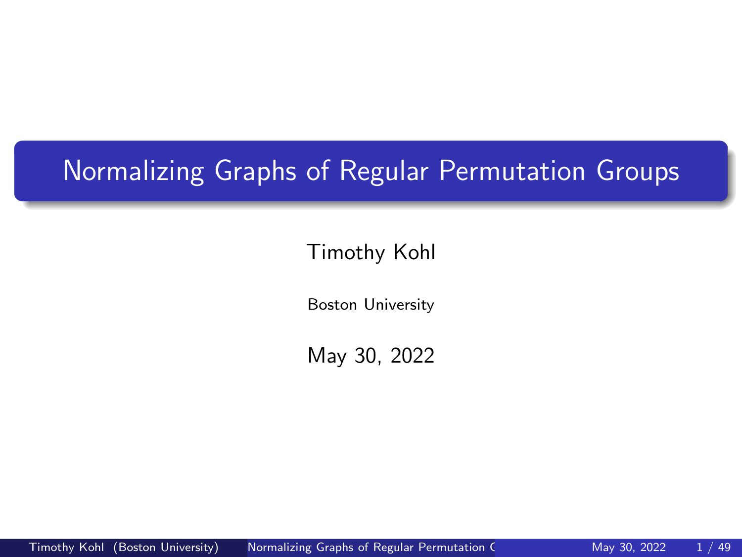# Normalizing Graphs of Regular Permutation Groups

Timothy Kohl

Boston University

May 30, 2022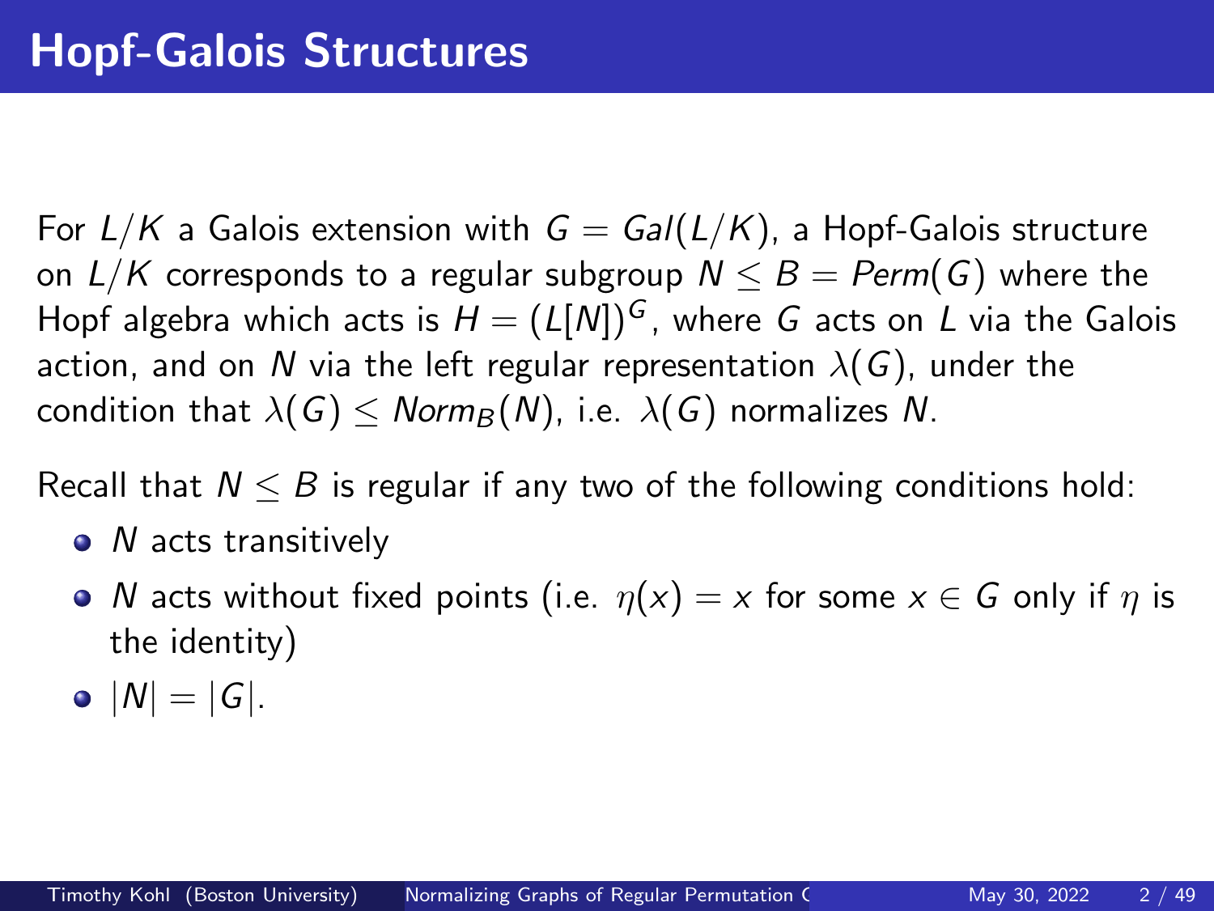# Hopf-Galois Structures

For $L/K$ a Galois extension with $G = Gal(L/K)$, a Hopf-Galois structure on $L/K$ corresponds to a regular subgroup $N \leq B = Perm(G)$ where the Hopf algebra which acts is $H = (L[N])^G$, where $G$ acts on $L$ via the Galois action, and on $N$ via the left regular representation $\lambda(G)$, under the condition that $\lambda(G) \leq Norm_B(N)$, i.e. $\lambda(G)$ normalizes $N$.

Recall that $N \leq B$ is regular if any two of the following conditions hold:

- $N$ acts transitively
- $N$ acts without fixed points (i.e. $\eta(x) = x$ for some $x \in G$ only if $\eta$ is the identity)
- $|N| = |G|$.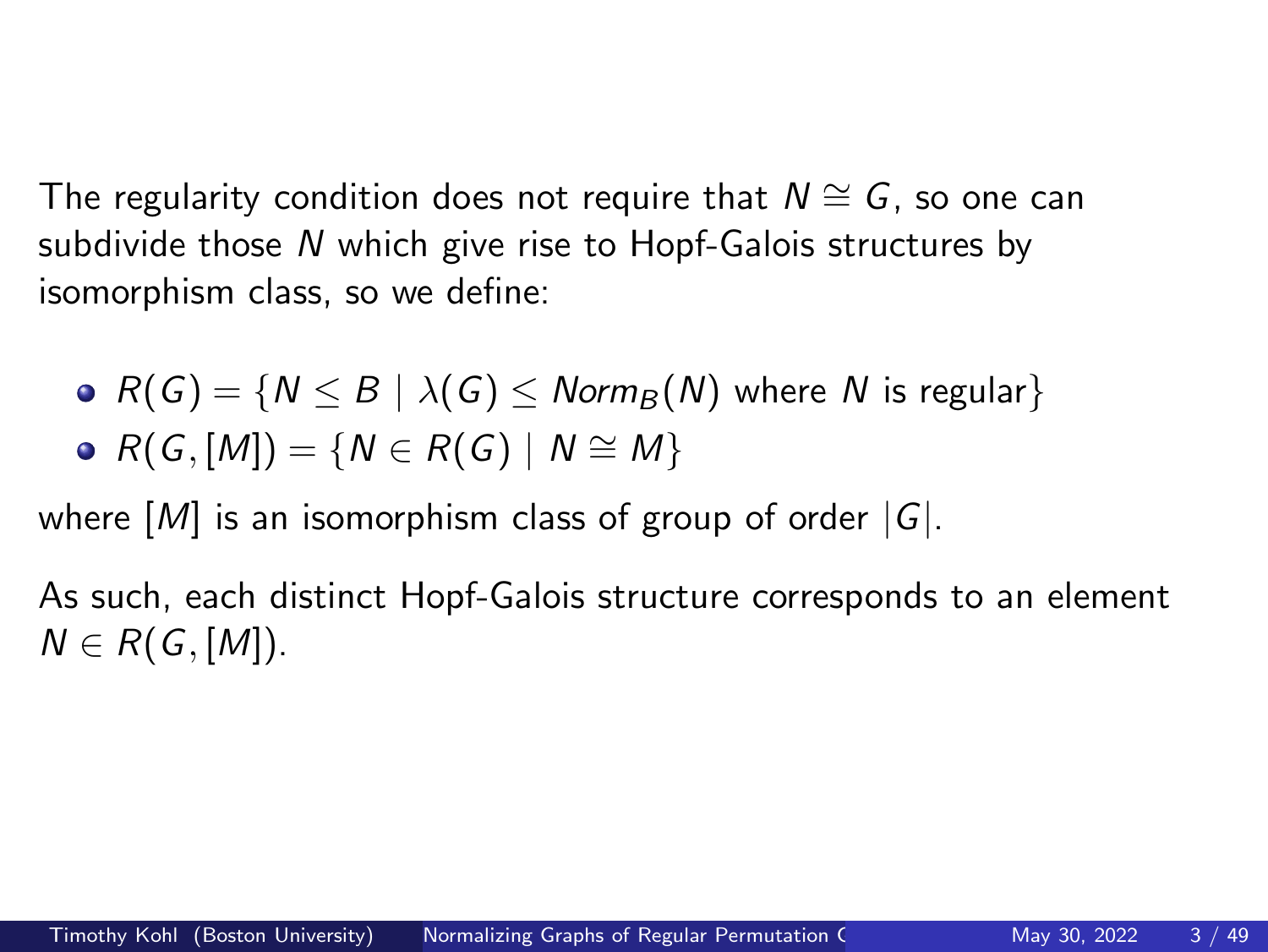The regularity condition does not require that $N \cong G$, so one can subdivide those $N$ which give rise to Hopf-Galois structures by isomorphism class, so we define:

- $R(G) = \{N \leq B \mid \lambda(G) \leq Norm_B(N)$ where $N$ is regular$\}$
- $R(G,[M]) = \{N \in R(G) \mid N \cong M\}$

where $[M]$ is an isomorphism class of group of order $|G|$.

As such, each distinct Hopf-Galois structure corresponds to an element $N \in R(G,[M])$.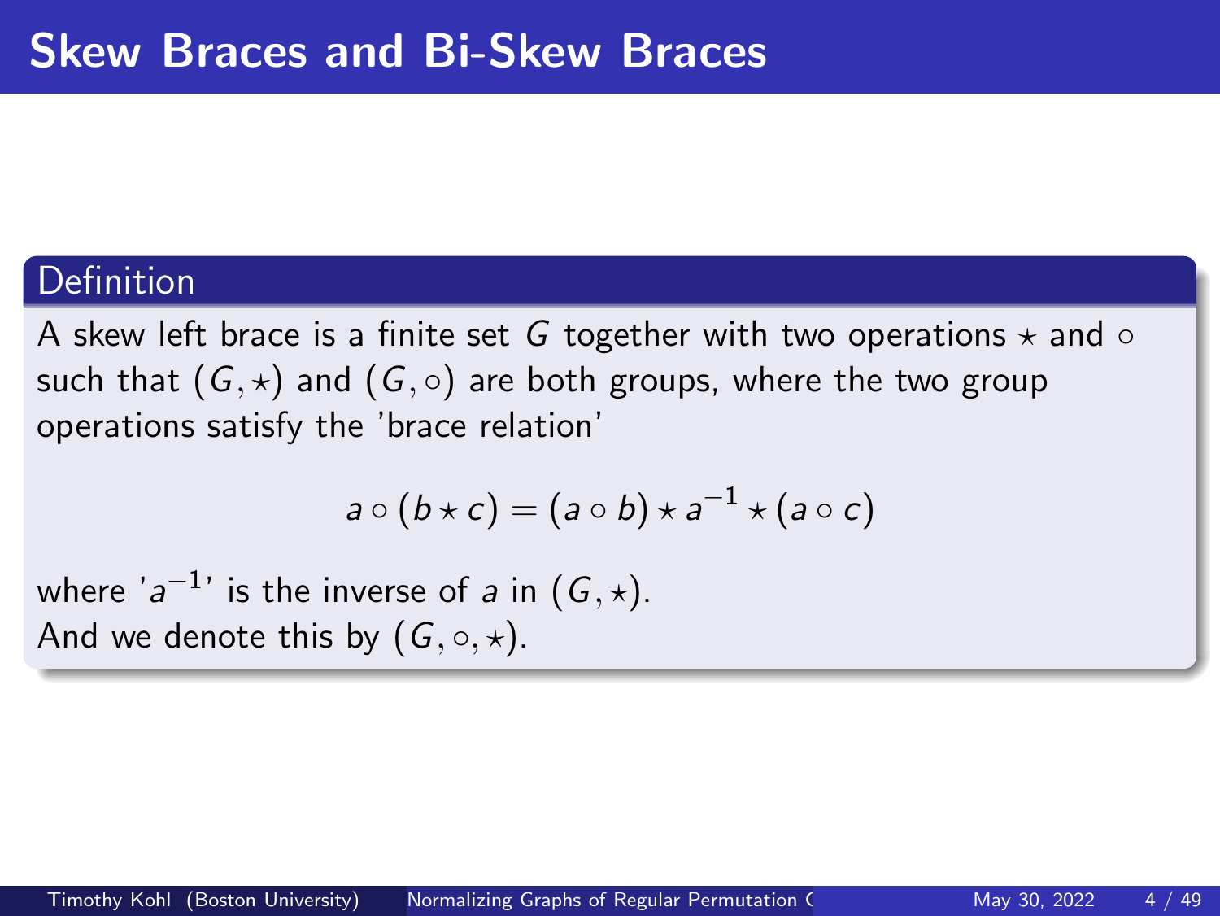# Skew Braces and Bi-Skew Braces

**Definition**

A skew left brace is a finite set $G$ together with two operations $\star$ and $\circ$ such that $(G, \star)$ and $(G, \circ)$ are both groups, where the two group operations satisfy the 'brace relation'

$$a \circ (b \star c) = (a \circ b) \star a^{-1} \star (a \circ c)$$

where '$a^{-1}$' is the inverse of $a$ in $(G, \star)$.
And we denote this by $(G, \circ, \star)$.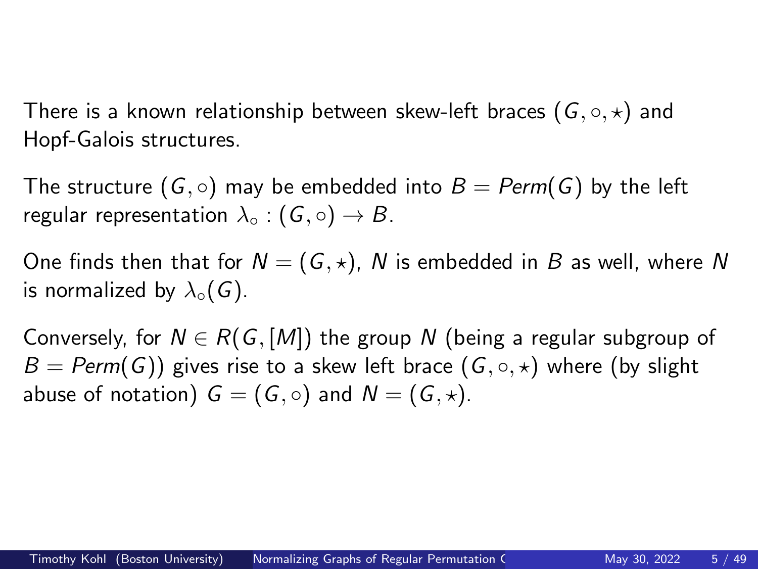There is a known relationship between skew-left braces $(G, \circ, \star)$ and Hopf-Galois structures.

The structure $(G, \circ)$ may be embedded into $B = Perm(G)$ by the left regular representation $\lambda_\circ : (G, \circ) \to B$.

One finds then that for $N = (G, \star)$, $N$ is embedded in $B$ as well, where $N$ is normalized by $\lambda_\circ(G)$.

Conversely, for $N \in R(G, [M])$ the group $N$ (being a regular subgroup of $B = Perm(G)$) gives rise to a skew left brace $(G, \circ, \star)$ where (by slight abuse of notation) $G = (G, \circ)$ and $N = (G, \star)$.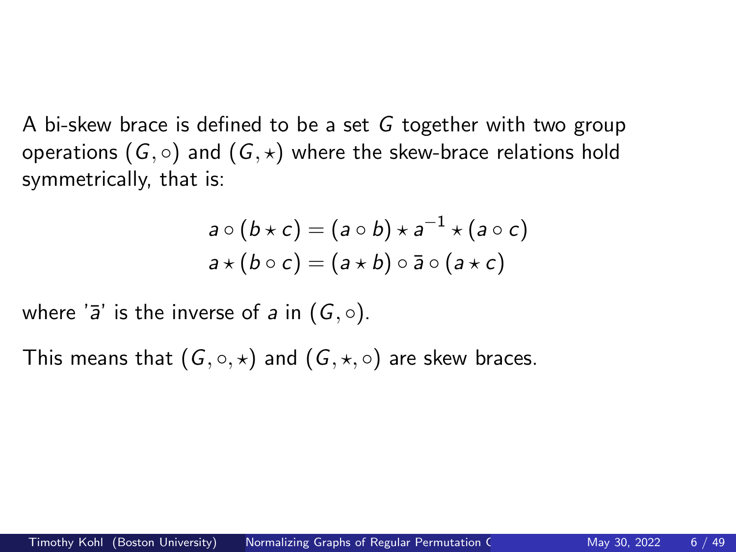A bi-skew brace is defined to be a set $G$ together with two group operations $(G, \circ)$ and $(G, \star)$ where the skew-brace relations hold symmetrically, that is:

$$
\begin{aligned}
a \circ (b \star c) &= (a \circ b) \star a^{-1} \star (a \circ c) \\
a \star (b \circ c) &= (a \star b) \circ \bar{a} \circ (a \star c)
\end{aligned}
$$

where '$\bar{a}$' is the inverse of $a$ in $(G, \circ)$.

This means that $(G, \circ, \star)$ and $(G, \star, \circ)$ are skew braces.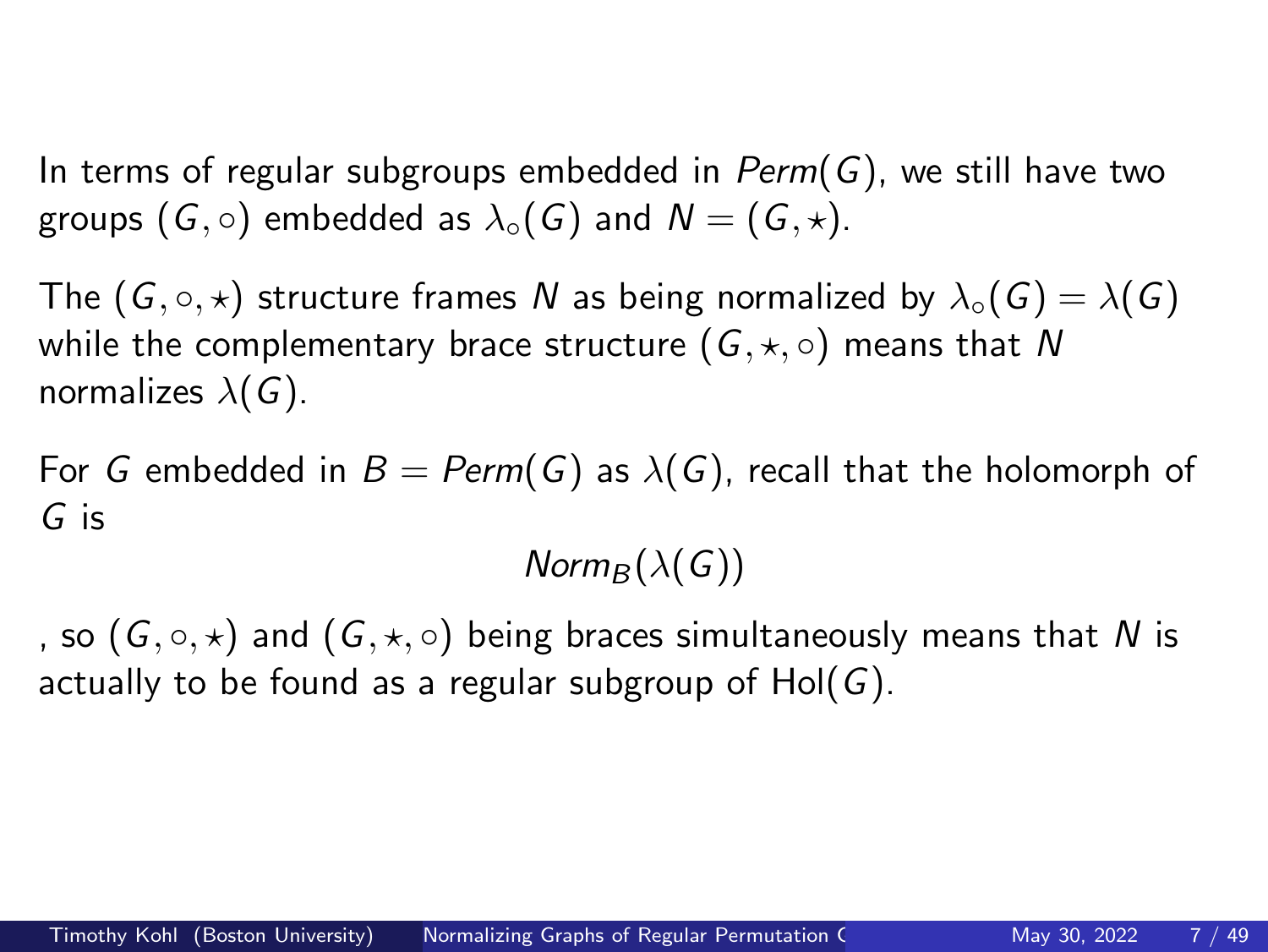In terms of regular subgroups embedded in $Perm(G)$, we still have two groups $(G, \circ)$ embedded as $\lambda_\circ(G)$ and $N = (G, \star)$.

The $(G, \circ, \star)$ structure frames $N$ as being normalized by $\lambda_\circ(G) = \lambda(G)$ while the complementary brace structure $(G, \star, \circ)$ means that $N$ normalizes $\lambda(G)$.

For $G$ embedded in $B = Perm(G)$ as $\lambda(G)$, recall that the holomorph of $G$ is

$$Norm_B(\lambda(G))$$

, so $(G, \circ, \star)$ and $(G, \star, \circ)$ being braces simultaneously means that $N$ is actually to be found as a regular subgroup of $\mathrm{Hol}(G)$.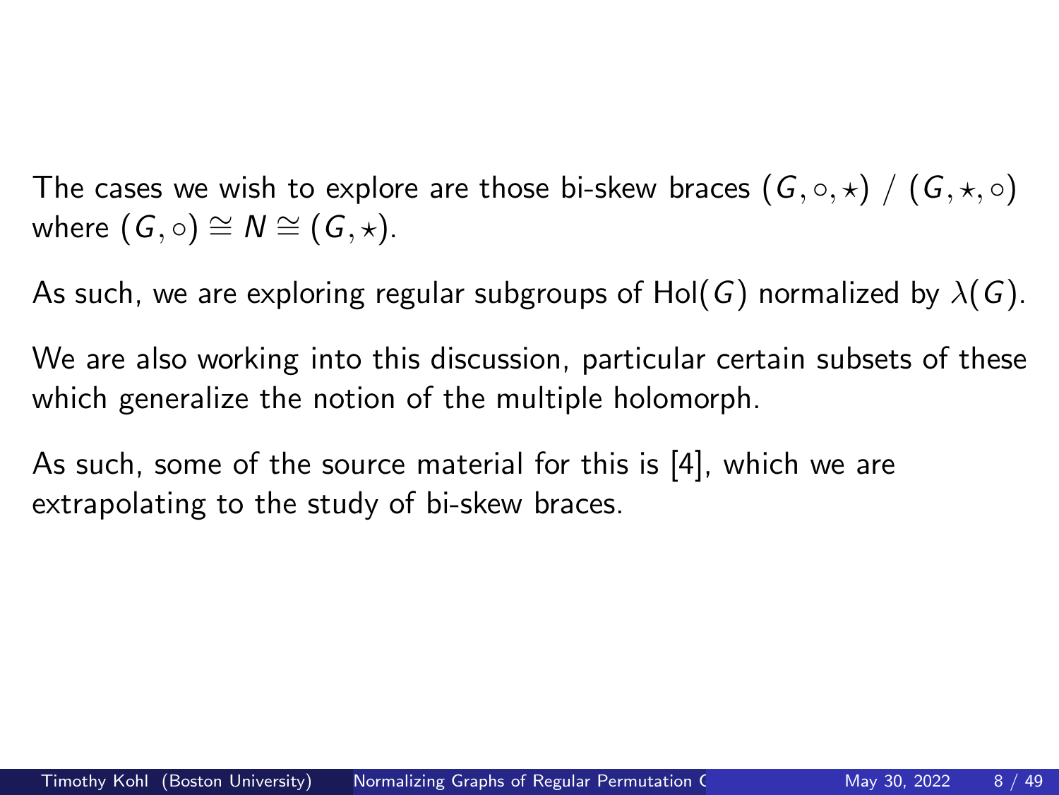The cases we wish to explore are those bi-skew braces $(G, \circ, \star)$ / $(G, \star, \circ)$ where $(G, \circ) \cong N \cong (G, \star)$.

As such, we are exploring regular subgroups of $\mathrm{Hol}(G)$ normalized by $\lambda(G)$.

We are also working into this discussion, particular certain subsets of these which generalize the notion of the multiple holomorph.

As such, some of the source material for this is [4], which we are extrapolating to the study of bi-skew braces.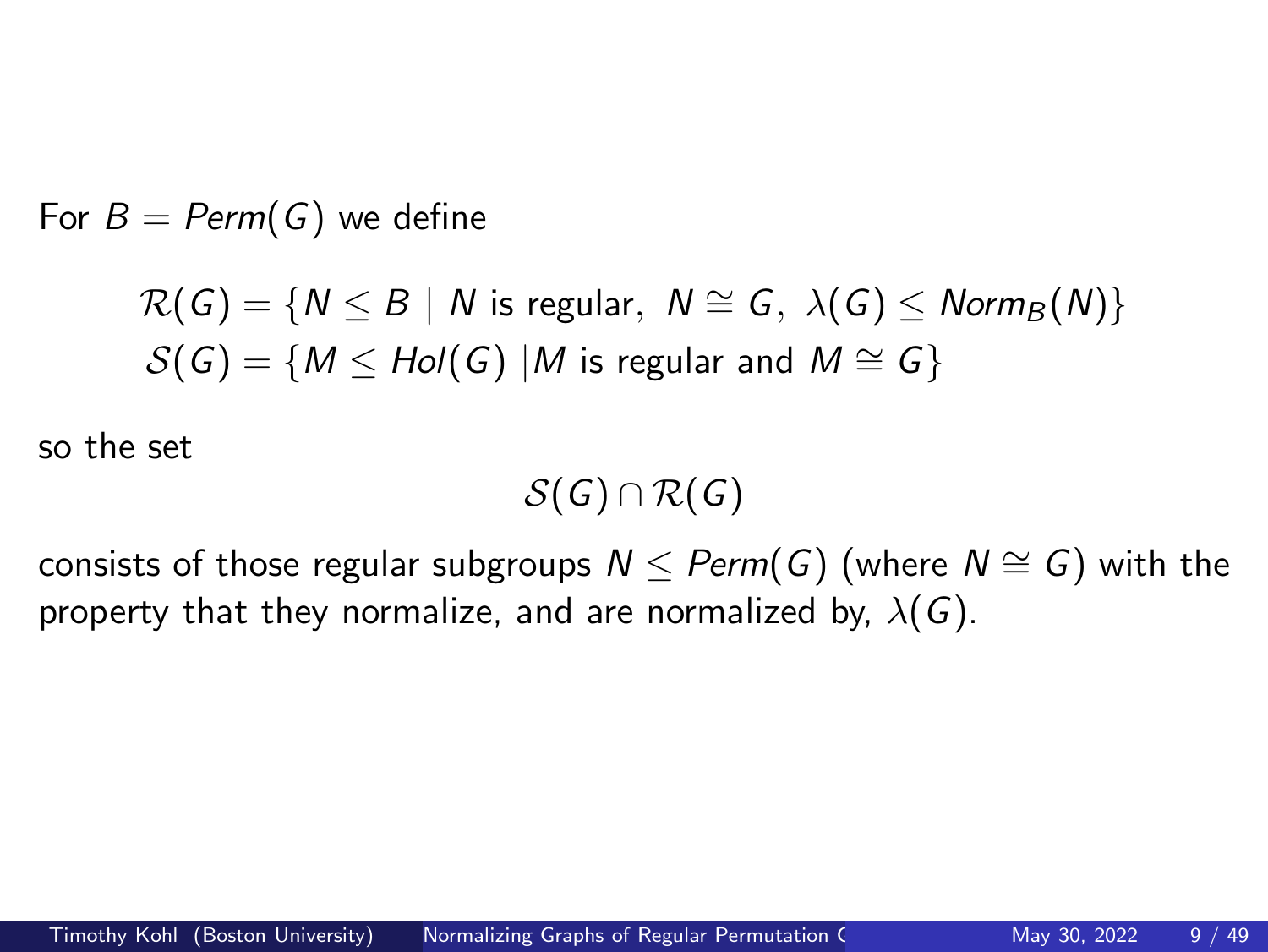For $B = Perm(G)$ we define

$$\mathcal{R}(G) = \{N \leq B \mid N \text{ is regular}, \ N \cong G, \ \lambda(G) \leq Norm_B(N)\}$$
$$\mathcal{S}(G) = \{M \leq Hol(G) \mid M \text{ is regular and } M \cong G\}$$

so the set

$$\mathcal{S}(G) \cap \mathcal{R}(G)$$

consists of those regular subgroups $N \leq Perm(G)$ (where $N \cong G$) with the property that they normalize, and are normalized by, $\lambda(G)$.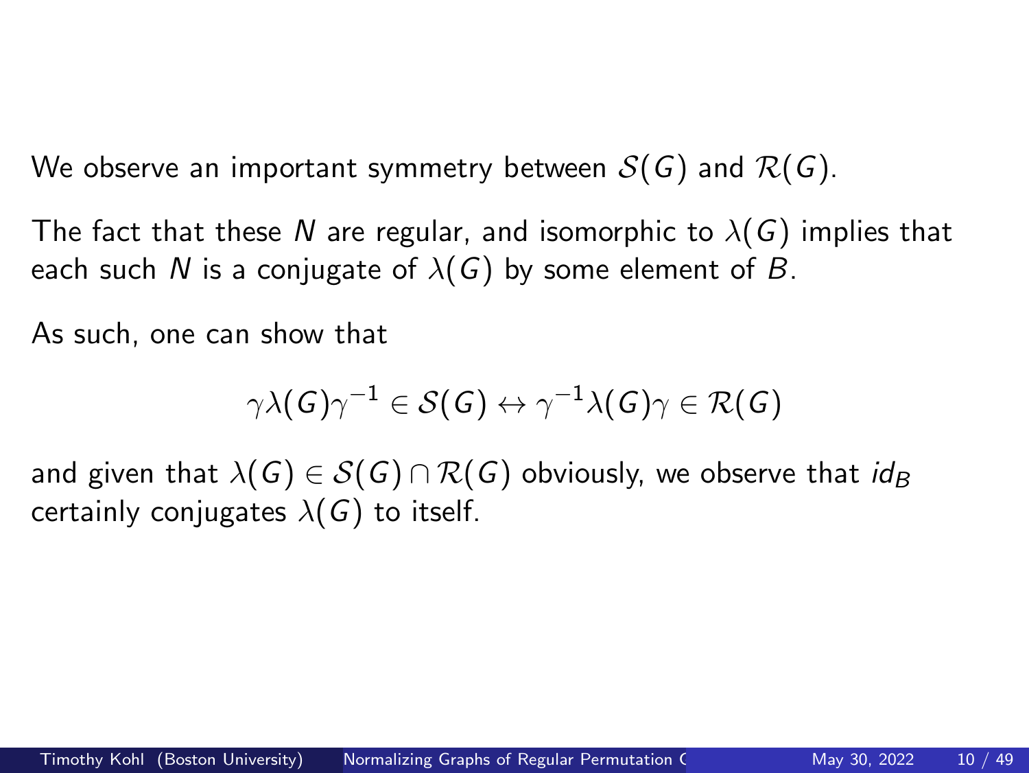We observe an important symmetry between $\mathcal{S}(G)$ and $\mathcal{R}(G)$.

The fact that these $N$ are regular, and isomorphic to $\lambda(G)$ implies that each such $N$ is a conjugate of $\lambda(G)$ by some element of $B$.

As such, one can show that

$$\gamma\lambda(G)\gamma^{-1} \in \mathcal{S}(G) \leftrightarrow \gamma^{-1}\lambda(G)\gamma \in \mathcal{R}(G)$$

and given that $\lambda(G) \in \mathcal{S}(G) \cap \mathcal{R}(G)$ obviously, we observe that $id_B$ certainly conjugates $\lambda(G)$ to itself.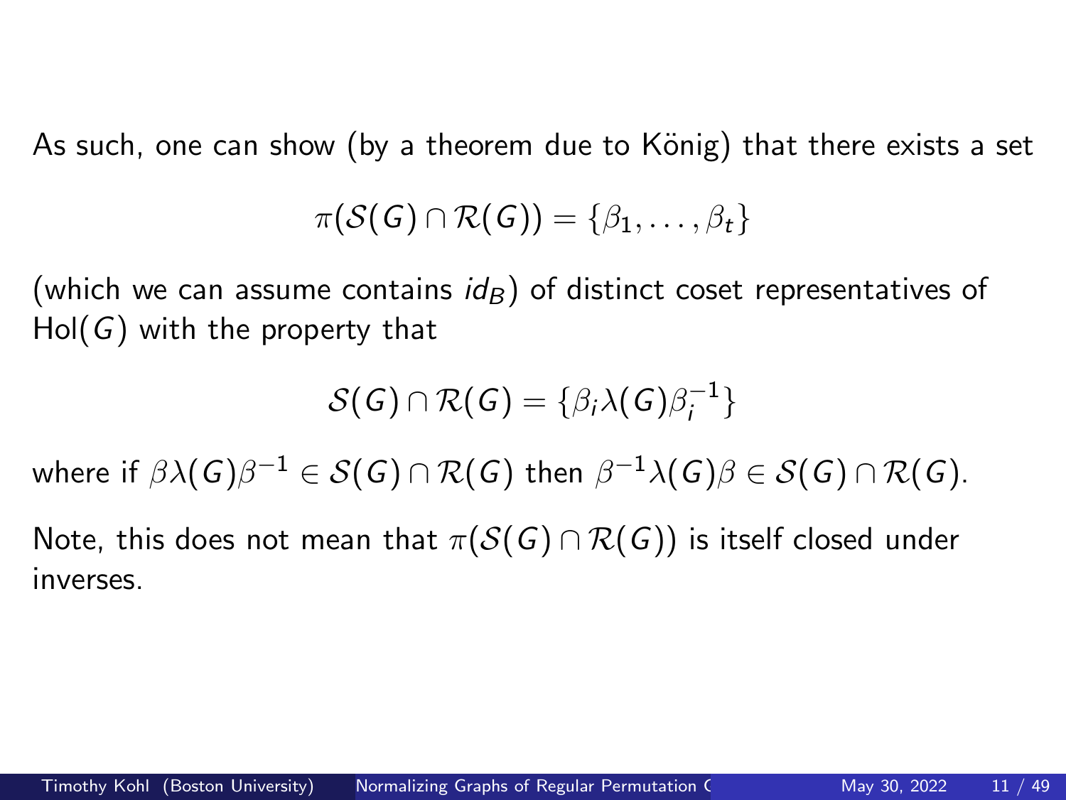As such, one can show (by a theorem due to König) that there exists a set

$$\pi(\mathcal{S}(G)\cap\mathcal{R}(G)) = \{\beta_1,\ldots,\beta_t\}$$

(which we can assume contains $id_B$) of distinct coset representatives of $\mathrm{Hol}(G)$ with the property that

$$\mathcal{S}(G)\cap\mathcal{R}(G) = \{\beta_i\lambda(G)\beta_i^{-1}\}$$

where if $\beta\lambda(G)\beta^{-1}\in\mathcal{S}(G)\cap\mathcal{R}(G)$ then $\beta^{-1}\lambda(G)\beta\in\mathcal{S}(G)\cap\mathcal{R}(G)$.

Note, this does not mean that $\pi(\mathcal{S}(G)\cap\mathcal{R}(G))$ is itself closed under inverses.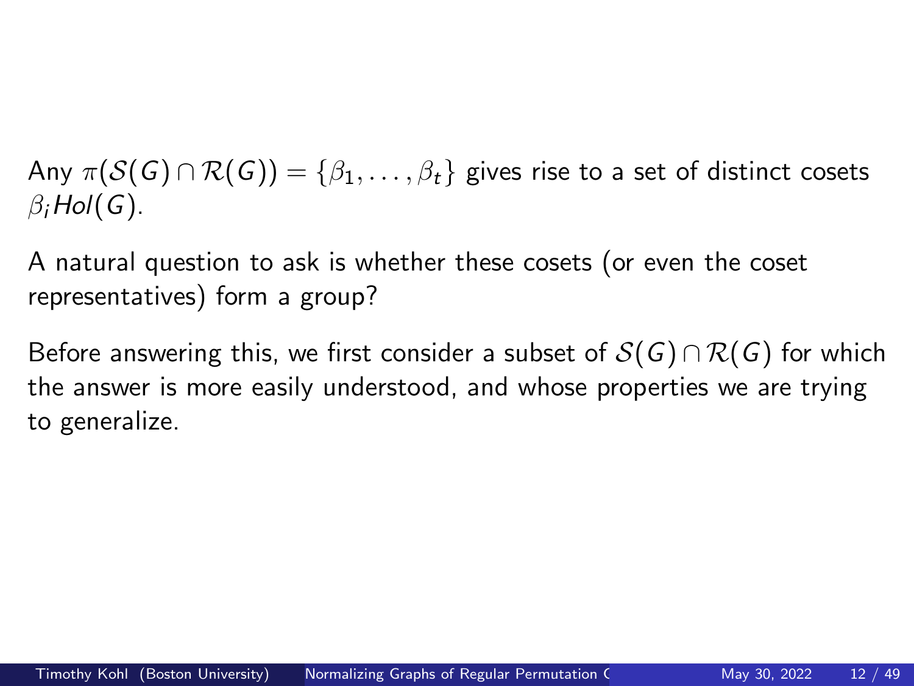Any $\pi(\mathcal{S}(G) \cap \mathcal{R}(G)) = \{\beta_1, \ldots, \beta_t\}$ gives rise to a set of distinct cosets $\beta_i Hol(G)$.

A natural question to ask is whether these cosets (or even the coset representatives) form a group?

Before answering this, we first consider a subset of $\mathcal{S}(G) \cap \mathcal{R}(G)$ for which the answer is more easily understood, and whose properties we are trying to generalize.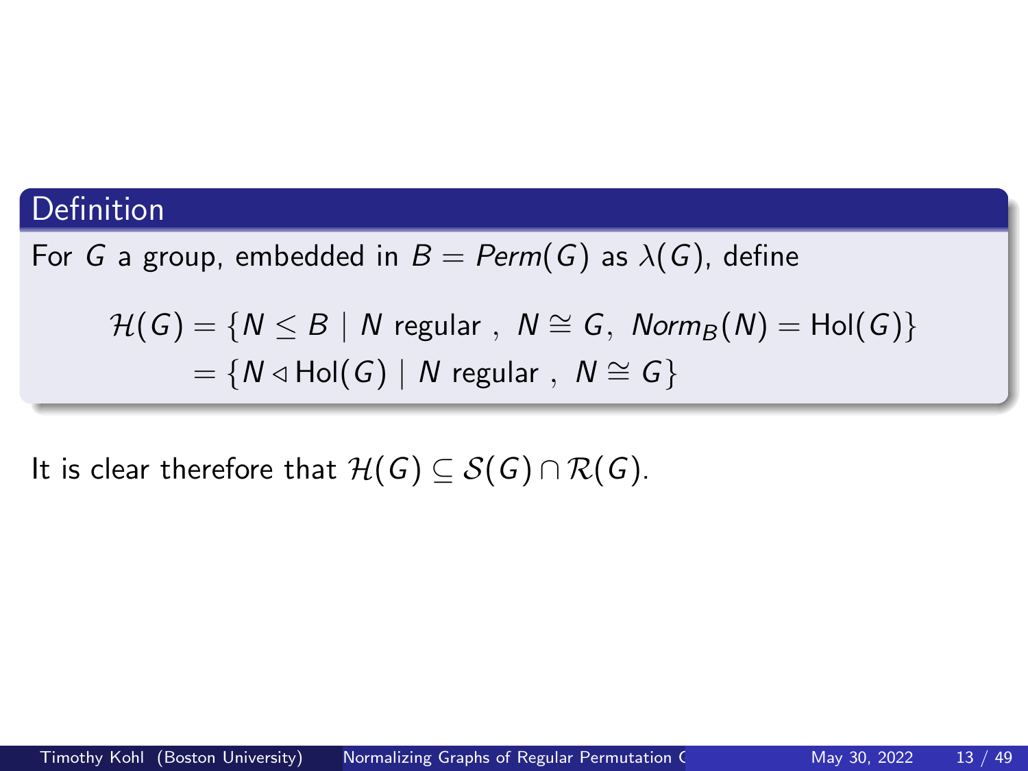**Definition**

For $G$ a group, embedded in $B = Perm(G)$ as $\lambda(G)$, define

$$\begin{aligned}\mathcal{H}(G) &= \{N \leq B \mid N \text{ regular }, \ N \cong G, \ Norm_B(N) = \mathrm{Hol}(G)\} \\ &= \{N \lhd \mathrm{Hol}(G) \mid N \text{ regular }, \ N \cong G\}\end{aligned}$$

It is clear therefore that $\mathcal{H}(G) \subseteq \mathcal{S}(G) \cap \mathcal{R}(G)$.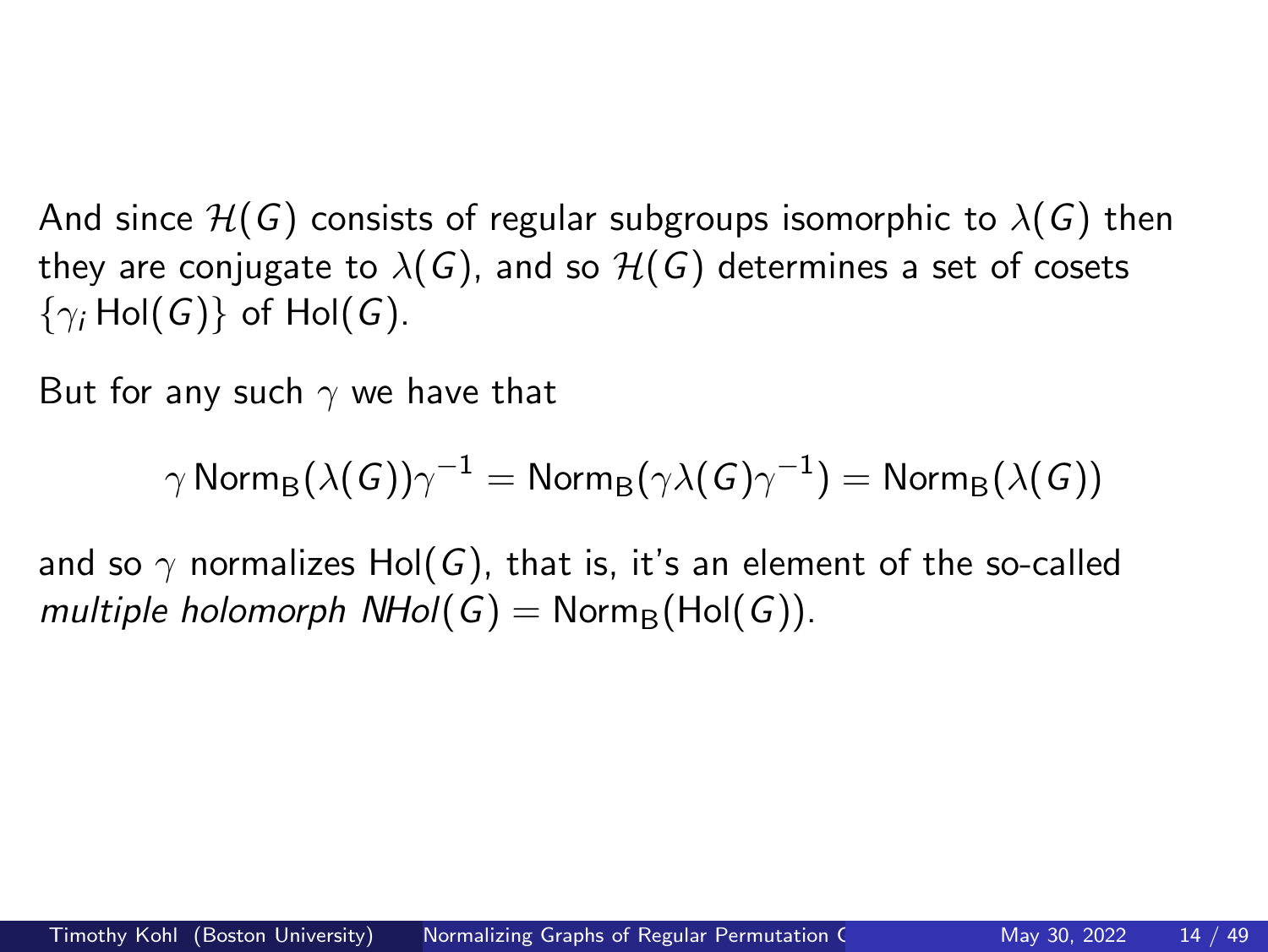And since $\mathcal{H}(G)$ consists of regular subgroups isomorphic to $\lambda(G)$ then they are conjugate to $\lambda(G)$, and so $\mathcal{H}(G)$ determines a set of cosets $\{\gamma_i \operatorname{Hol}(G)\}$ of $\operatorname{Hol}(G)$.

But for any such $\gamma$ we have that

$$\gamma \operatorname{Norm}_B(\lambda(G))\gamma^{-1} = \operatorname{Norm}_B(\gamma\lambda(G)\gamma^{-1}) = \operatorname{Norm}_B(\lambda(G))$$

and so $\gamma$ normalizes $\operatorname{Hol}(G)$, that is, it's an element of the so-called *multiple holomorph* $NHol(G) = \operatorname{Norm}_B(\operatorname{Hol}(G))$.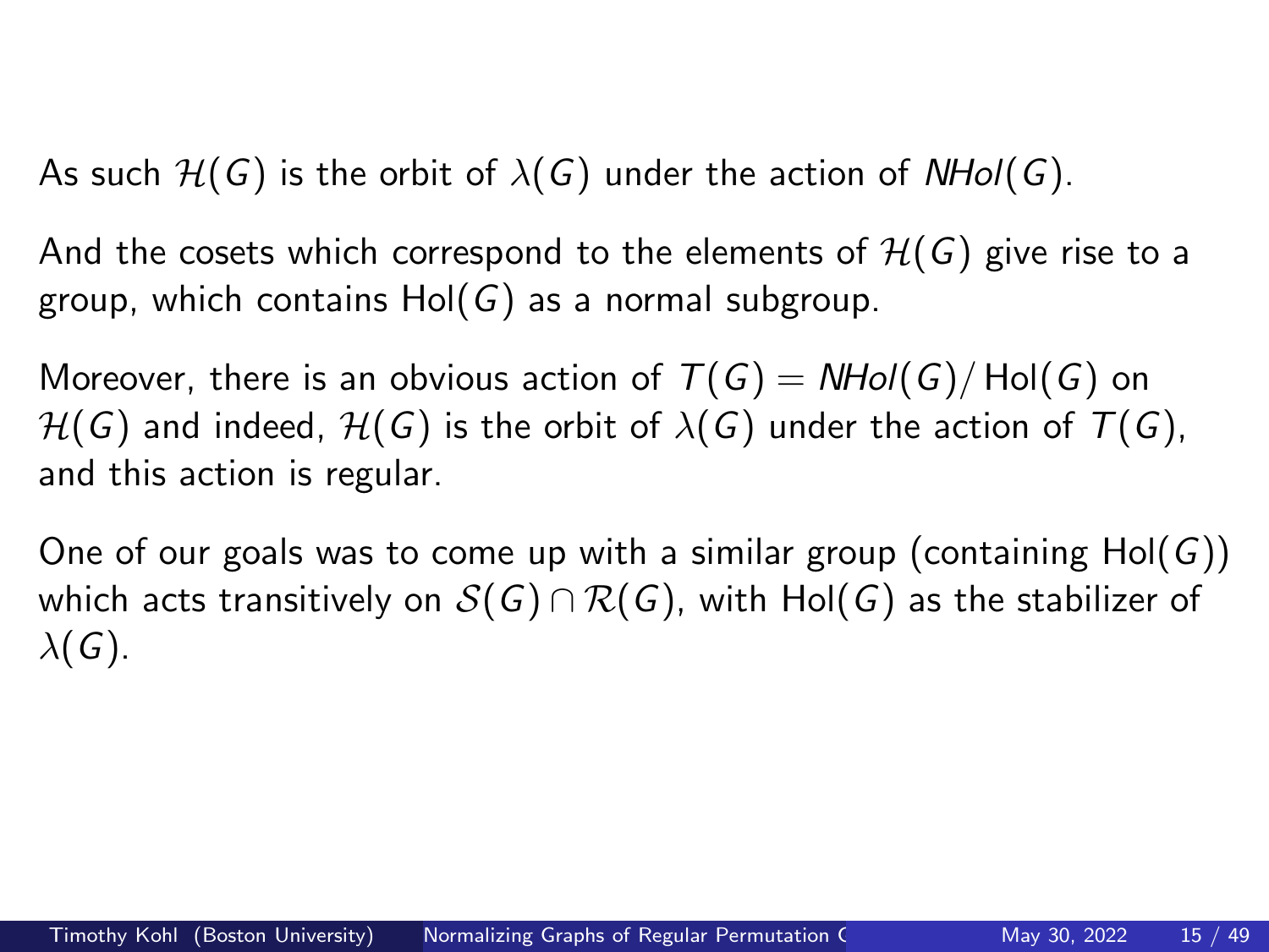As such $\mathcal{H}(G)$ is the orbit of $\lambda(G)$ under the action of $NHol(G)$.

And the cosets which correspond to the elements of $\mathcal{H}(G)$ give rise to a group, which contains $\mathrm{Hol}(G)$ as a normal subgroup.

Moreover, there is an obvious action of $T(G) = NHol(G)/\mathrm{Hol}(G)$ on $\mathcal{H}(G)$ and indeed, $\mathcal{H}(G)$ is the orbit of $\lambda(G)$ under the action of $T(G)$, and this action is regular.

One of our goals was to come up with a similar group (containing $\mathrm{Hol}(G)$) which acts transitively on $\mathcal{S}(G) \cap \mathcal{R}(G)$, with $\mathrm{Hol}(G)$ as the stabilizer of $\lambda(G)$.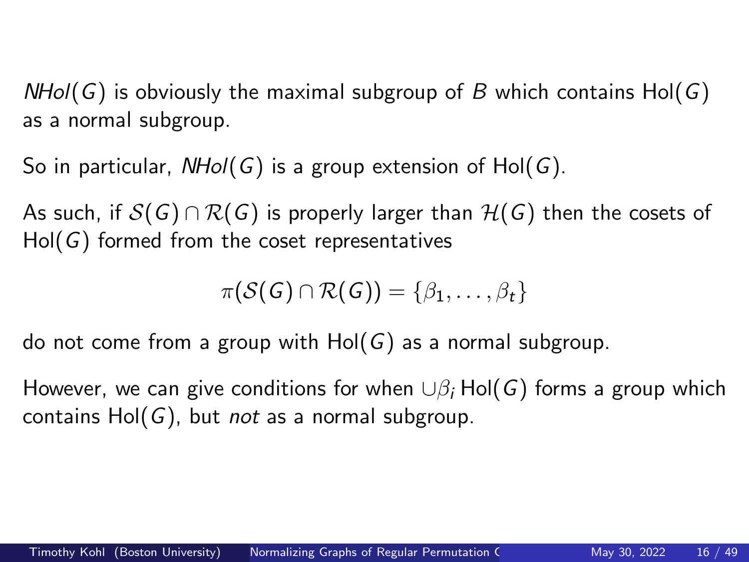$NHol(G)$ is obviously the maximal subgroup of $B$ which contains $\mathrm{Hol}(G)$ as a normal subgroup.

So in particular, $NHol(G)$ is a group extension of $\mathrm{Hol}(G)$.

As such, if $\mathcal{S}(G) \cap \mathcal{R}(G)$ is properly larger than $\mathcal{H}(G)$ then the cosets of $\mathrm{Hol}(G)$ formed from the coset representatives

$$\pi(\mathcal{S}(G) \cap \mathcal{R}(G)) = \{\beta_1, \ldots, \beta_t\}$$

do not come from a group with $\mathrm{Hol}(G)$ as a normal subgroup.

However, we can give conditions for when $\cup \beta_i \, \mathrm{Hol}(G)$ forms a group which contains $\mathrm{Hol}(G)$, but *not* as a normal subgroup.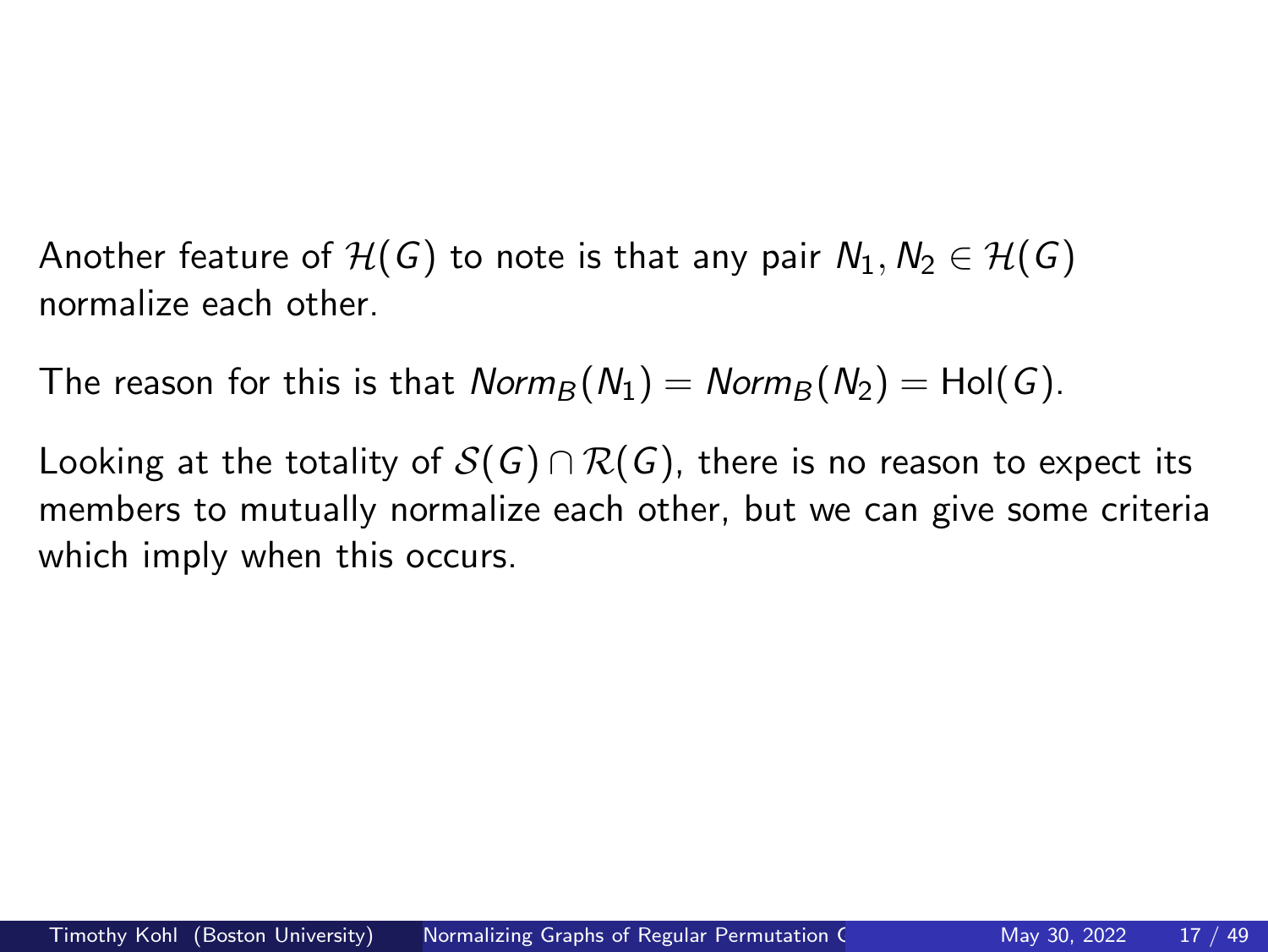Another feature of $\mathcal{H}(G)$ to note is that any pair $N_1, N_2 \in \mathcal{H}(G)$ normalize each other.

The reason for this is that $Norm_B(N_1) = Norm_B(N_2) = \mathrm{Hol}(G)$.

Looking at the totality of $\mathcal{S}(G) \cap \mathcal{R}(G)$, there is no reason to expect its members to mutually normalize each other, but we can give some criteria which imply when this occurs.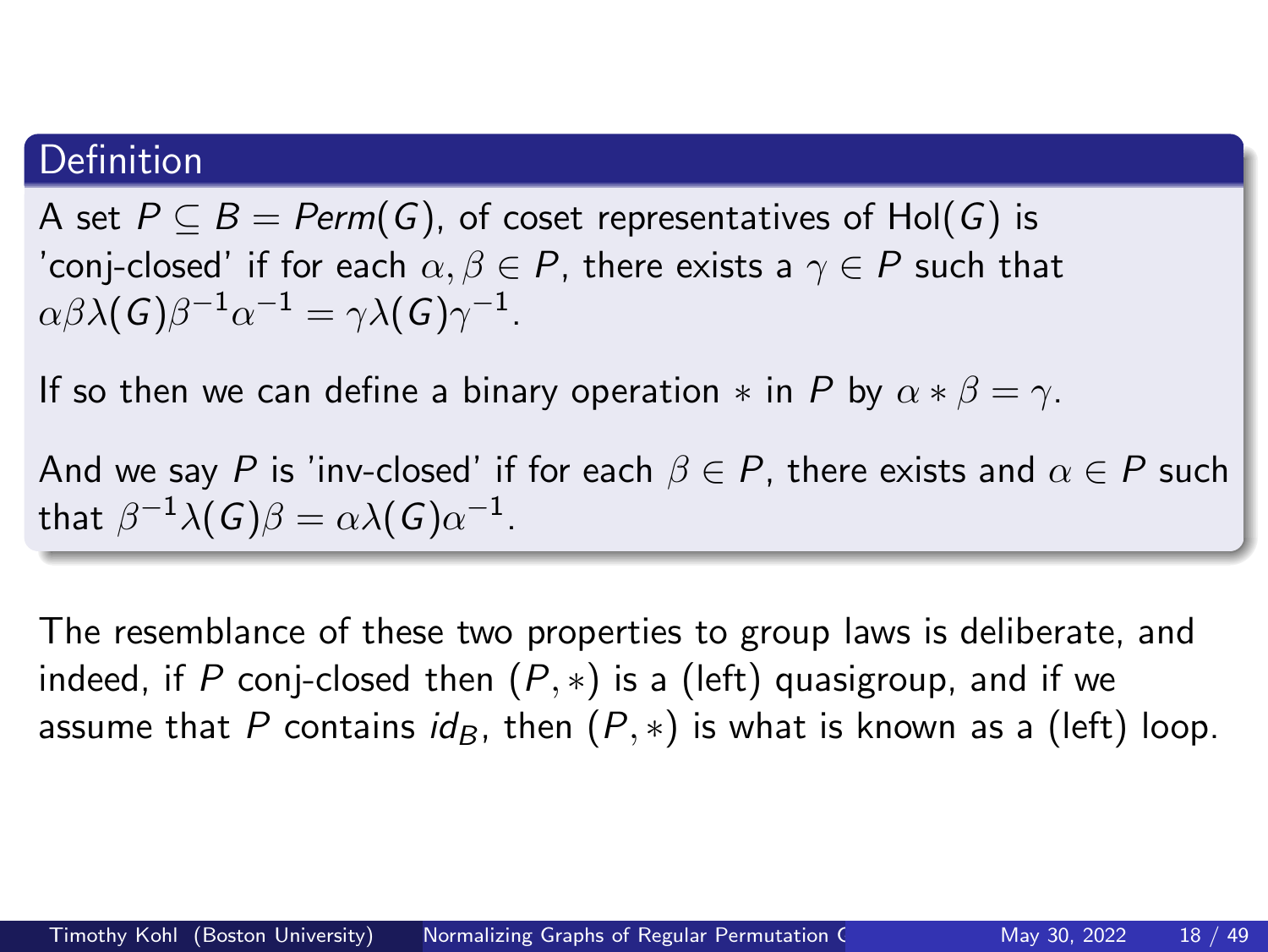### Definition

A set $P \subseteq B = Perm(G)$, of coset representatives of $\text{Hol}(G)$ is 'conj-closed' if for each $\alpha, \beta \in P$, there exists a $\gamma \in P$ such that $\alpha\beta\lambda(G)\beta^{-1}\alpha^{-1} = \gamma\lambda(G)\gamma^{-1}$.

If so then we can define a binary operation $*$ in $P$ by $\alpha * \beta = \gamma$.

And we say $P$ is 'inv-closed' if for each $\beta \in P$, there exists and $\alpha \in P$ such that $\beta^{-1}\lambda(G)\beta = \alpha\lambda(G)\alpha^{-1}$.

The resemblance of these two properties to group laws is deliberate, and indeed, if $P$ conj-closed then $(P, *)$ is a (left) quasigroup, and if we assume that $P$ contains $id_B$, then $(P, *)$ is what is known as a (left) loop.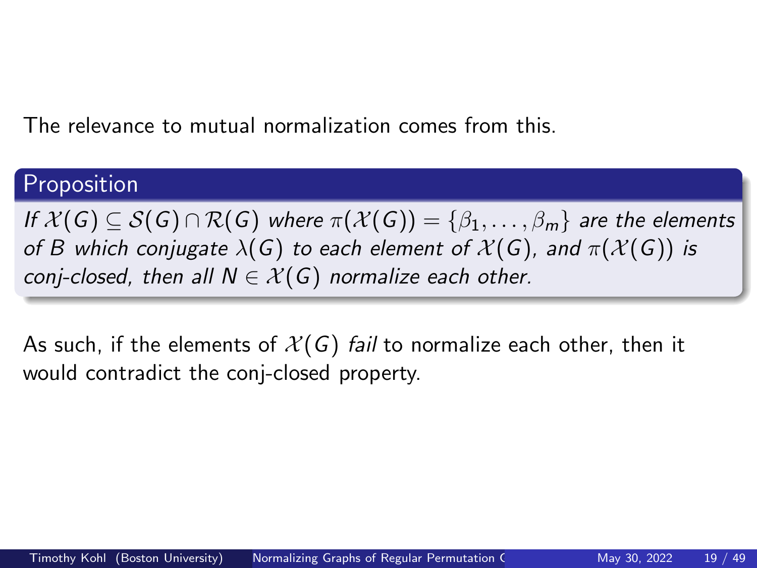The relevance to mutual normalization comes from this.

**Proposition**

*If $\mathcal{X}(G) \subseteq \mathcal{S}(G) \cap \mathcal{R}(G)$ where $\pi(\mathcal{X}(G)) = \{\beta_1, \ldots, \beta_m\}$ are the elements of $B$ which conjugate $\lambda(G)$ to each element of $\mathcal{X}(G)$, and $\pi(\mathcal{X}(G))$ is conj-closed, then all $N \in \mathcal{X}(G)$ normalize each other.*

As such, if the elements of $\mathcal{X}(G)$ *fail* to normalize each other, then it would contradict the conj-closed property.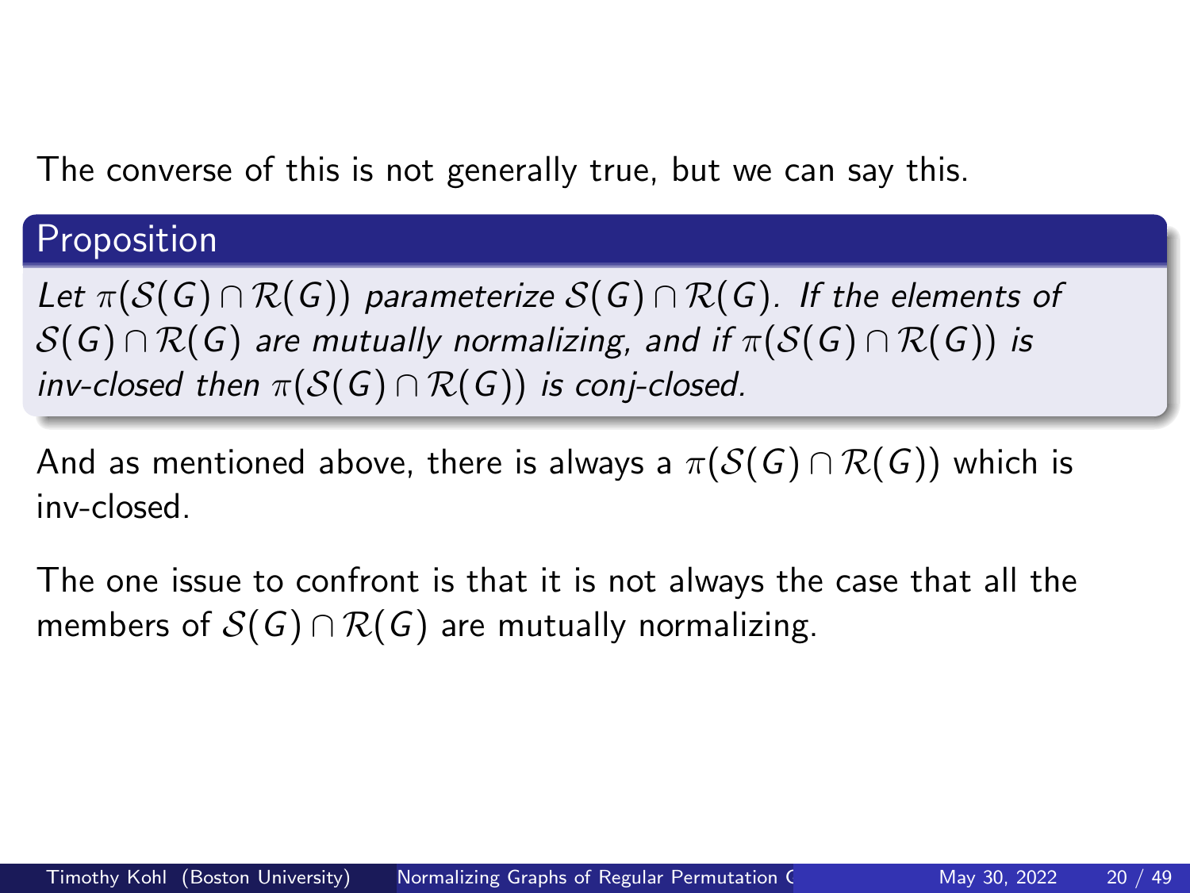The converse of this is not generally true, but we can say this.

**Proposition**

*Let $\pi(\mathcal{S}(G) \cap \mathcal{R}(G))$ parameterize $\mathcal{S}(G) \cap \mathcal{R}(G)$. If the elements of $\mathcal{S}(G) \cap \mathcal{R}(G)$ are mutually normalizing, and if $\pi(\mathcal{S}(G) \cap \mathcal{R}(G))$ is inv-closed then $\pi(\mathcal{S}(G) \cap \mathcal{R}(G))$ is conj-closed.*

And as mentioned above, there is always a $\pi(\mathcal{S}(G) \cap \mathcal{R}(G))$ which is inv-closed.

The one issue to confront is that it is not always the case that all the members of $\mathcal{S}(G) \cap \mathcal{R}(G)$ are mutually normalizing.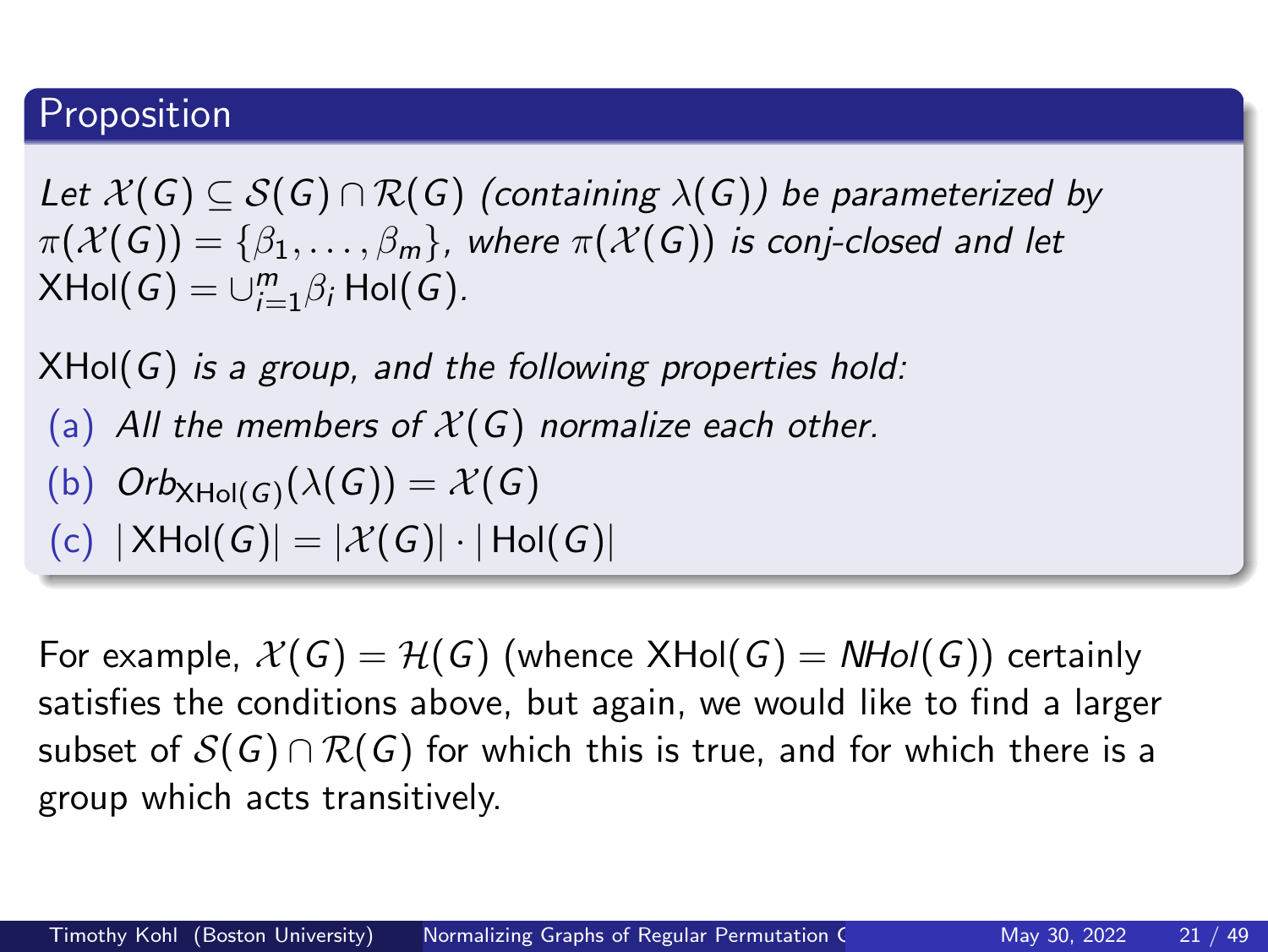### Proposition

*Let $\mathcal{X}(G) \subseteq \mathcal{S}(G) \cap \mathcal{R}(G)$ (containing $\lambda(G)$) be parameterized by $\pi(\mathcal{X}(G)) = \{\beta_1, \ldots, \beta_m\}$, where $\pi(\mathcal{X}(G))$ is conj-closed and let $\mathrm{XHol}(G) = \cup_{i=1}^{m} \beta_i \,\mathrm{Hol}(G)$.*

*$\mathrm{XHol}(G)$ is a group, and the following properties hold:*

(a) *All the members of $\mathcal{X}(G)$ normalize each other.*

(b) $Orb_{\mathrm{XHol}(G)}(\lambda(G)) = \mathcal{X}(G)$

(c) $|\mathrm{XHol}(G)| = |\mathcal{X}(G)| \cdot |\mathrm{Hol}(G)|$

For example, $\mathcal{X}(G) = \mathcal{H}(G)$ (whence $\mathrm{XHol}(G) = NHol(G)$) certainly satisfies the conditions above, but again, we would like to find a larger subset of $\mathcal{S}(G) \cap \mathcal{R}(G)$ for which this is true, and for which there is a group which acts transitively.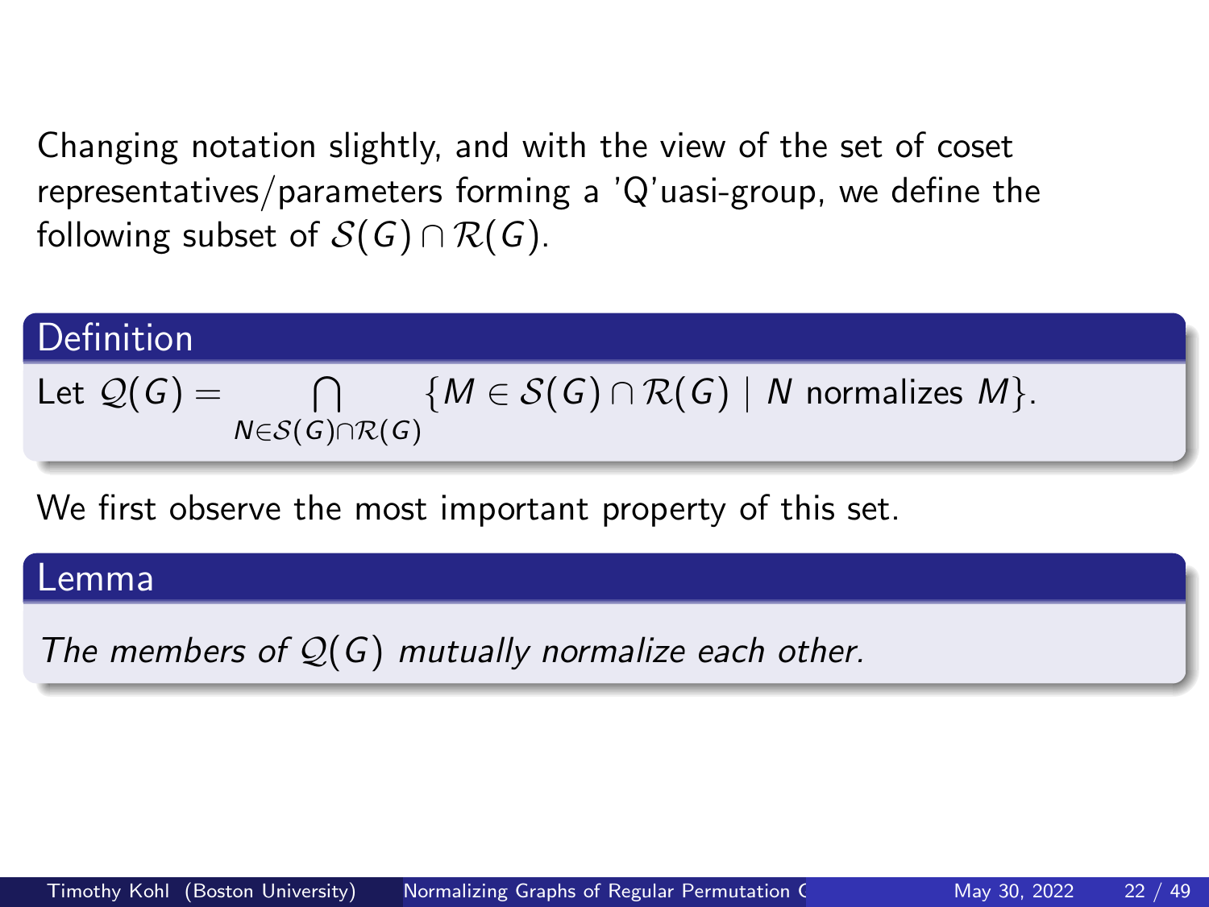Changing notation slightly, and with the view of the set of coset representatives/parameters forming a 'Q'uasi-group, we define the following subset of $\mathcal{S}(G) \cap \mathcal{R}(G)$.

**Definition**

Let $\mathcal{Q}(G) = \displaystyle\bigcap_{N \in \mathcal{S}(G) \cap \mathcal{R}(G)} \{M \in \mathcal{S}(G) \cap \mathcal{R}(G) \mid N \text{ normalizes } M\}$.

We first observe the most important property of this set.

**Lemma**

*The members of $\mathcal{Q}(G)$ mutually normalize each other.*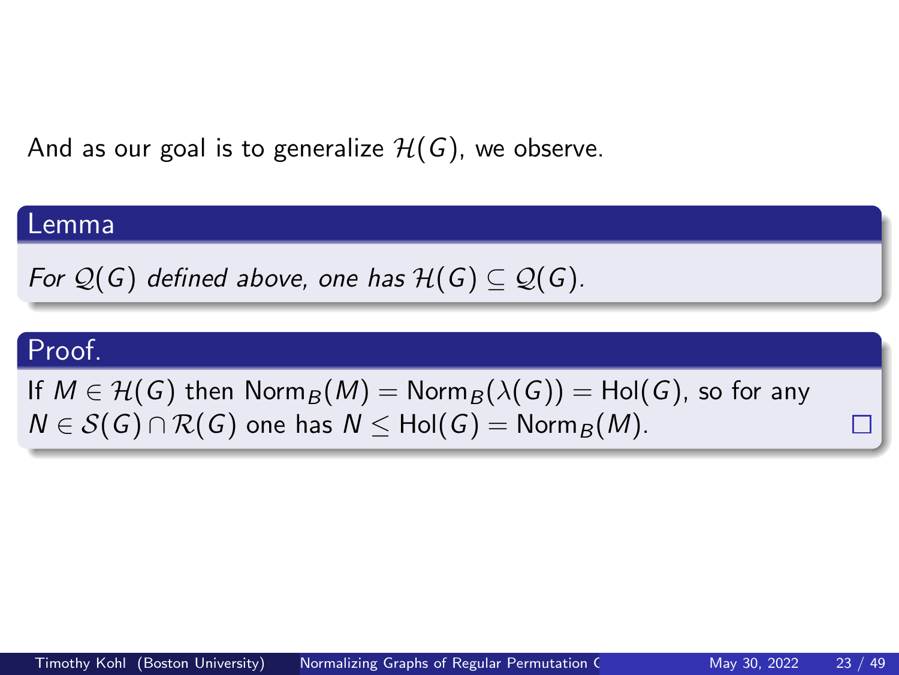And as our goal is to generalize $\mathcal{H}(G)$, we observe.

**Lemma**

*For $\mathcal{Q}(G)$ defined above, one has $\mathcal{H}(G) \subseteq \mathcal{Q}(G)$.*

**Proof.**

If $M \in \mathcal{H}(G)$ then $\text{Norm}_B(M) = \text{Norm}_B(\lambda(G)) = \text{Hol}(G)$, so for any $N \in \mathcal{S}(G) \cap \mathcal{R}(G)$ one has $N \leq \text{Hol}(G) = \text{Norm}_B(M)$. □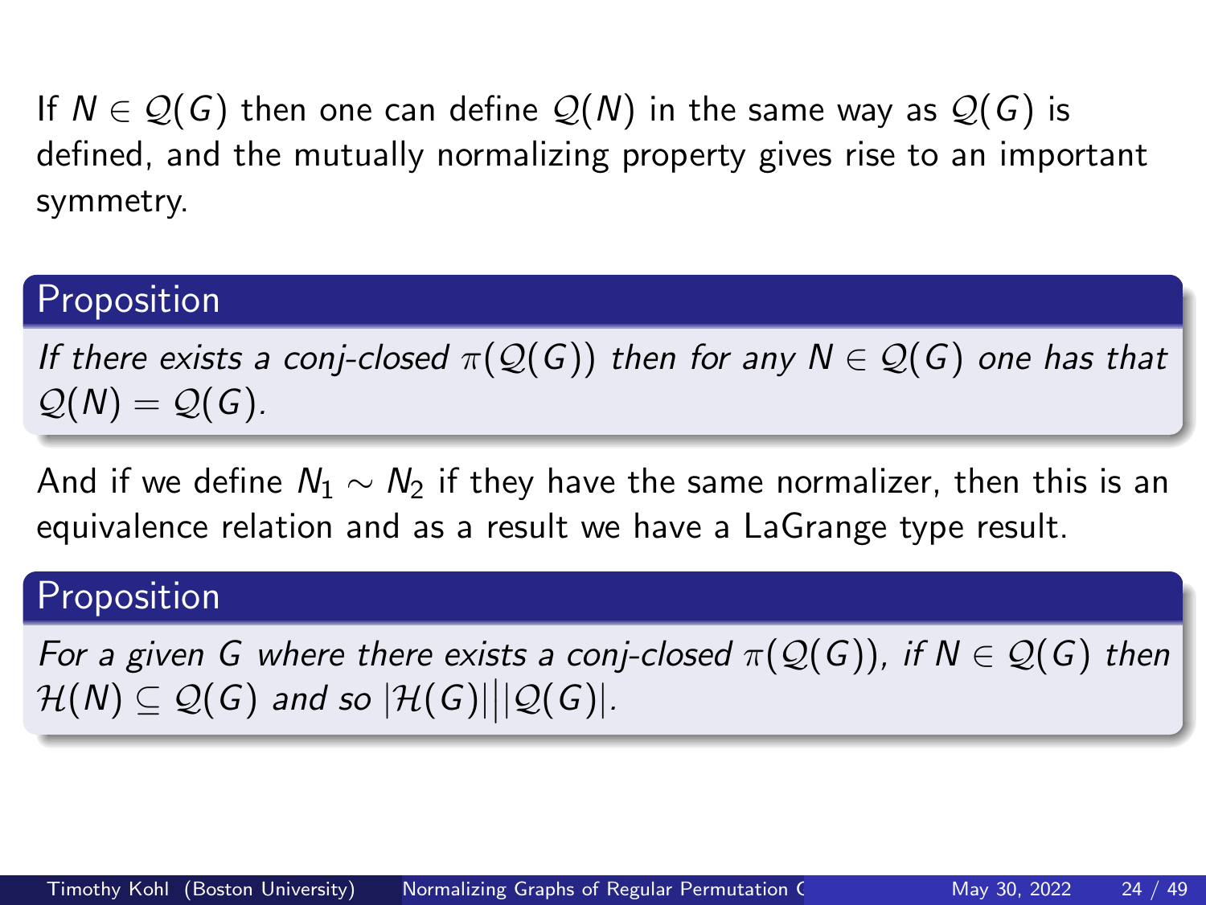If $N \in \mathcal{Q}(G)$ then one can define $\mathcal{Q}(N)$ in the same way as $\mathcal{Q}(G)$ is defined, and the mutually normalizing property gives rise to an important symmetry.

**Proposition**

*If there exists a conj-closed $\pi(\mathcal{Q}(G))$ then for any $N \in \mathcal{Q}(G)$ one has that $\mathcal{Q}(N) = \mathcal{Q}(G)$.*

And if we define $N_1 \sim N_2$ if they have the same normalizer, then this is an equivalence relation and as a result we have a LaGrange type result.

**Proposition**

*For a given $G$ where there exists a conj-closed $\pi(\mathcal{Q}(G))$, if $N \in \mathcal{Q}(G)$ then $\mathcal{H}(N) \subseteq \mathcal{Q}(G)$ and so $|\mathcal{H}(G)|\,\big|\,|\mathcal{Q}(G)|$.*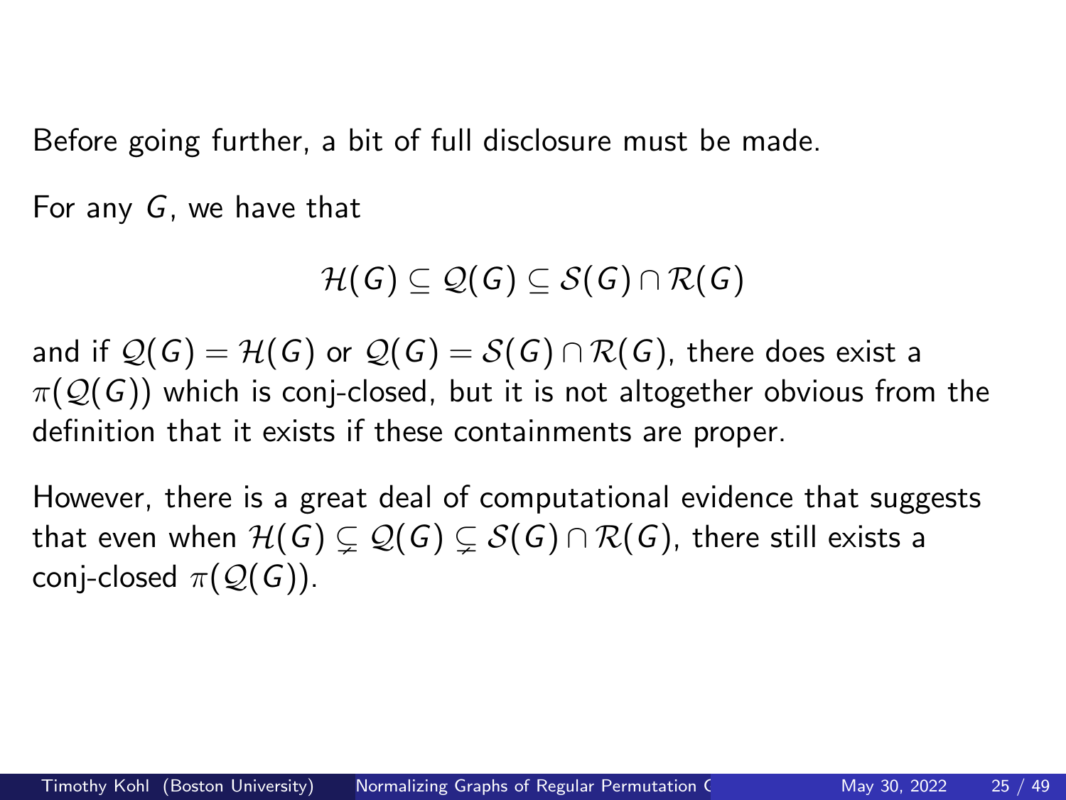Before going further, a bit of full disclosure must be made.

For any $G$, we have that

$$\mathcal{H}(G) \subseteq \mathcal{Q}(G) \subseteq \mathcal{S}(G) \cap \mathcal{R}(G)$$

and if $\mathcal{Q}(G) = \mathcal{H}(G)$ or $\mathcal{Q}(G) = \mathcal{S}(G) \cap \mathcal{R}(G)$, there does exist a $\pi(\mathcal{Q}(G))$ which is conj-closed, but it is not altogether obvious from the definition that it exists if these containments are proper.

However, there is a great deal of computational evidence that suggests that even when $\mathcal{H}(G) \subsetneq \mathcal{Q}(G) \subsetneq \mathcal{S}(G) \cap \mathcal{R}(G)$, there still exists a conj-closed $\pi(\mathcal{Q}(G))$.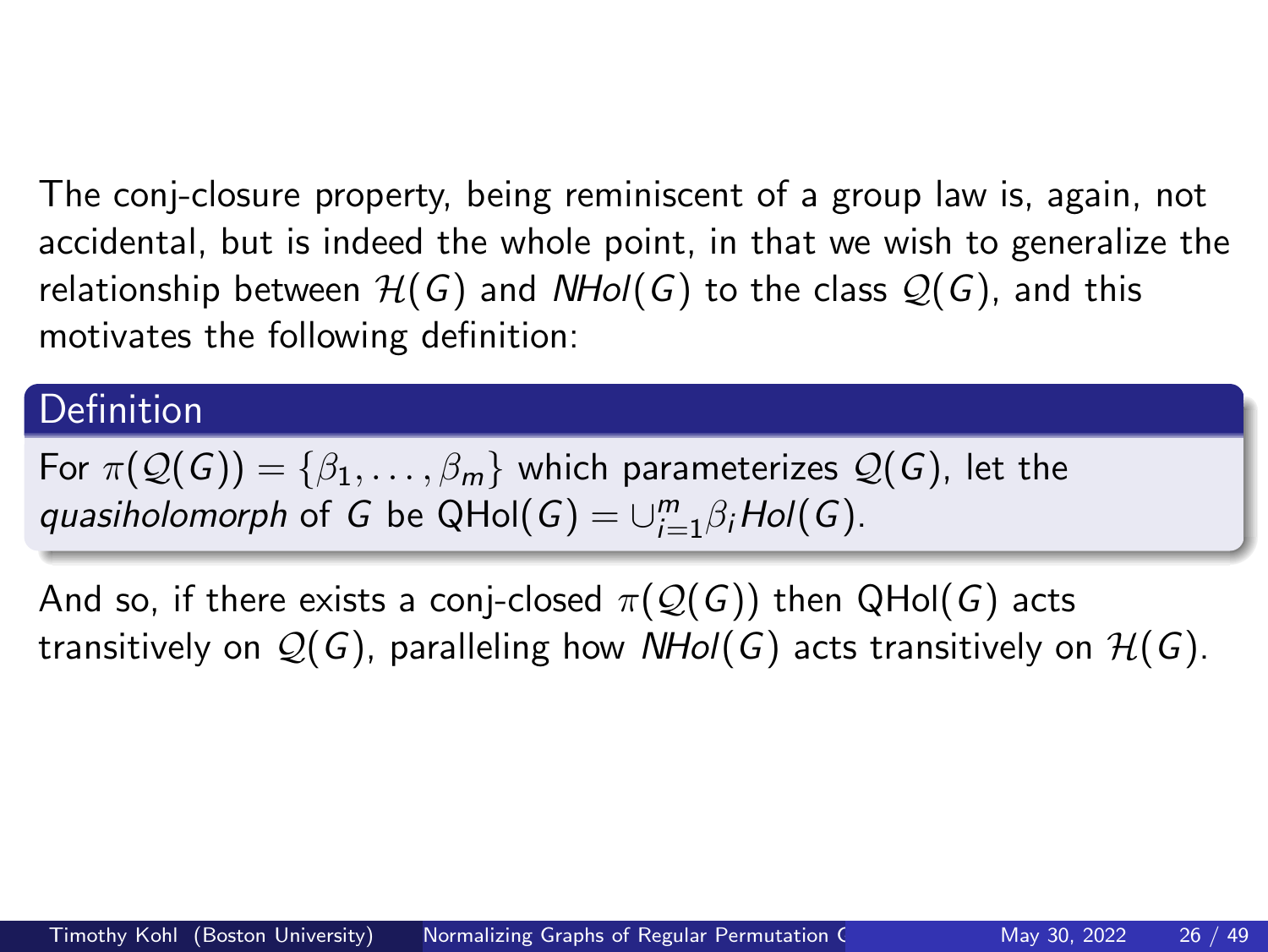The conj-closure property, being reminiscent of a group law is, again, not accidental, but is indeed the whole point, in that we wish to generalize the relationship between $\mathcal{H}(G)$ and $NHol(G)$ to the class $\mathcal{Q}(G)$, and this motivates the following definition:

**Definition**

For $\pi(\mathcal{Q}(G)) = \{\beta_1, \ldots, \beta_m\}$ which parameterizes $\mathcal{Q}(G)$, let the *quasiholomorph* of $G$ be $\mathrm{QHol}(G) = \cup_{i=1}^{m} \beta_i Hol(G)$.

And so, if there exists a conj-closed $\pi(\mathcal{Q}(G))$ then $\mathrm{QHol}(G)$ acts transitively on $\mathcal{Q}(G)$, paralleling how $NHol(G)$ acts transitively on $\mathcal{H}(G)$.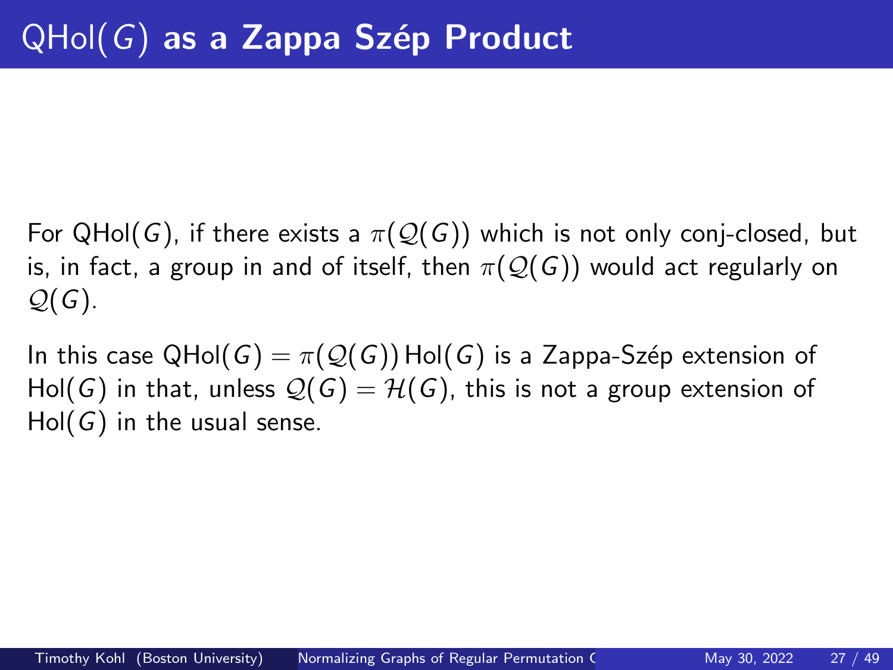# QHol($G$) as a Zappa Szép Product

For QHol($G$), if there exists a $\pi(\mathcal{Q}(G))$ which is not only conj-closed, but is, in fact, a group in and of itself, then $\pi(\mathcal{Q}(G))$ would act regularly on $\mathcal{Q}(G)$.

In this case $\text{QHol}(G) = \pi(\mathcal{Q}(G))\,\text{Hol}(G)$ is a Zappa-Szép extension of Hol($G$) in that, unless $\mathcal{Q}(G) = \mathcal{H}(G)$, this is not a group extension of Hol($G$) in the usual sense.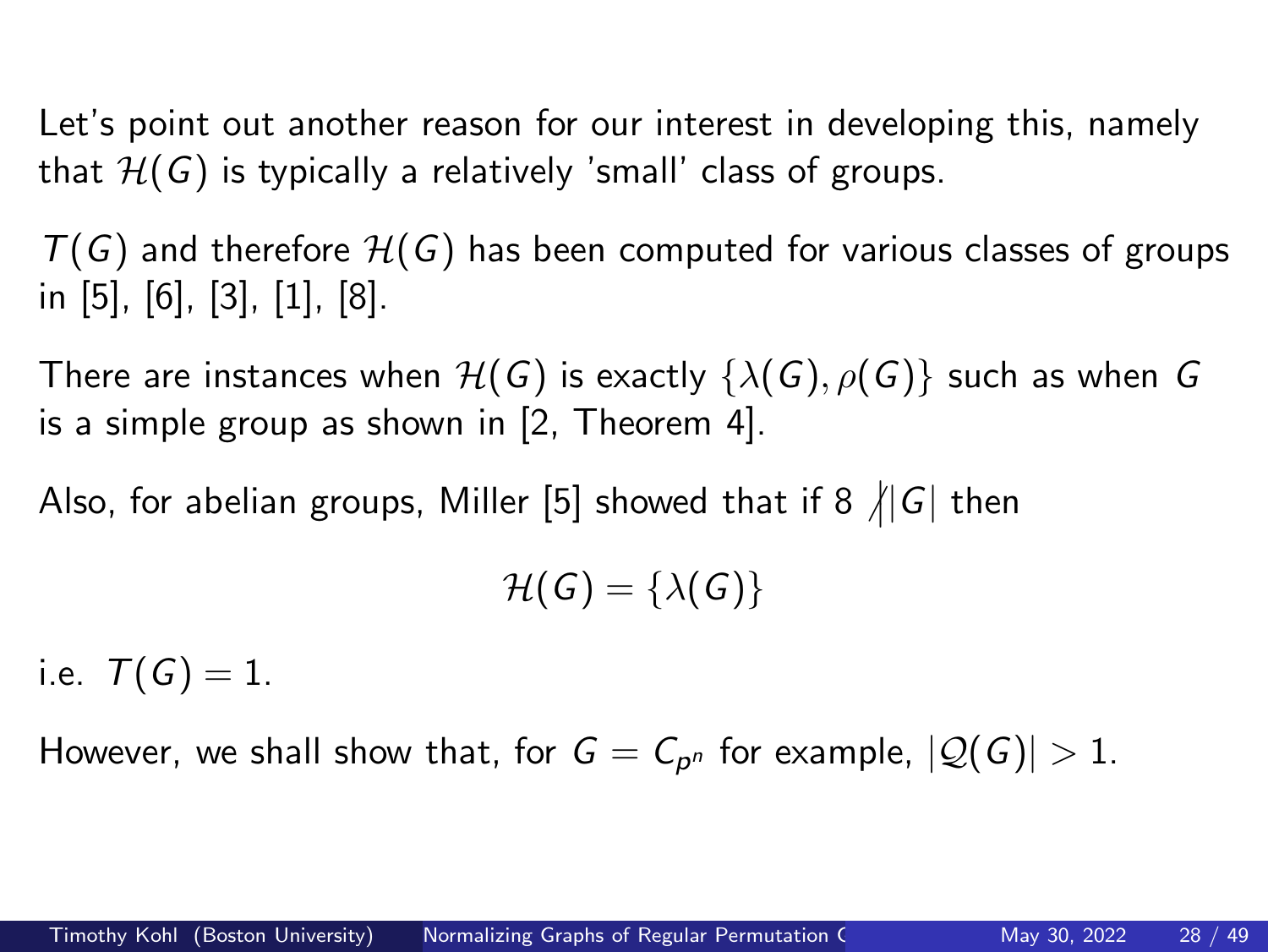Let's point out another reason for our interest in developing this, namely that $\mathcal{H}(G)$ is typically a relatively 'small' class of groups.

$T(G)$ and therefore $\mathcal{H}(G)$ has been computed for various classes of groups in [5], [6], [3], [1], [8].

There are instances when $\mathcal{H}(G)$ is exactly $\{\lambda(G), \rho(G)\}$ such as when $G$ is a simple group as shown in [2, Theorem 4].

Also, for abelian groups, Miller [5] showed that if $8 \not| |G|$ then

$$\mathcal{H}(G) = \{\lambda(G)\}$$

i.e. $T(G) = 1$.

However, we shall show that, for $G = C_{p^n}$ for example, $|\mathcal{Q}(G)| > 1$.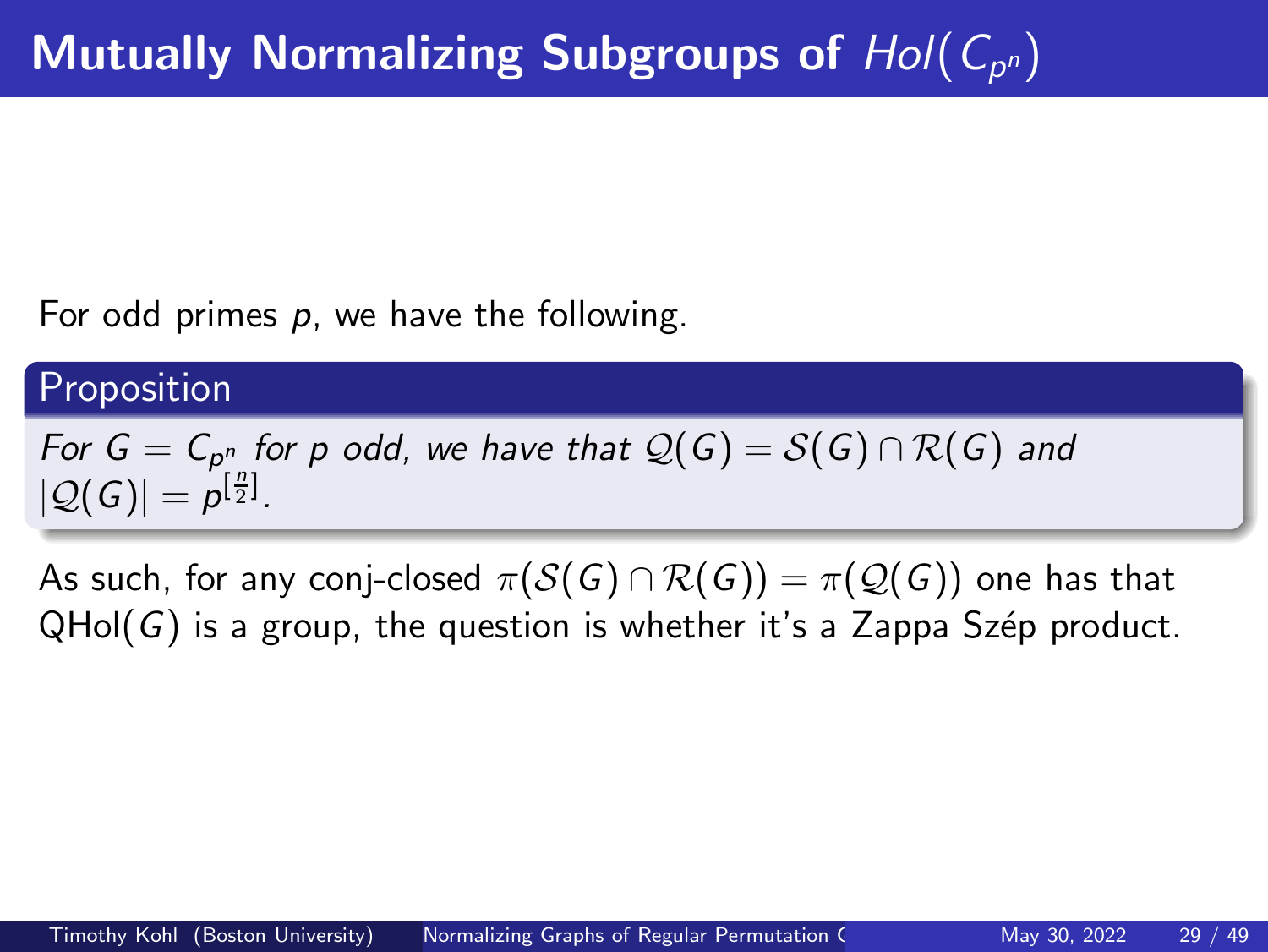# Mutually Normalizing Subgroups of $Hol(C_{p^n})$

For odd primes $p$, we have the following.

**Proposition**

*For $G = C_{p^n}$ for $p$ odd, we have that $\mathcal{Q}(G) = \mathcal{S}(G) \cap \mathcal{R}(G)$ and $|\mathcal{Q}(G)| = p^{[\frac{n}{2}]}$.*

As such, for any conj-closed $\pi(\mathcal{S}(G) \cap \mathcal{R}(G)) = \pi(\mathcal{Q}(G))$ one has that QHol$(G)$ is a group, the question is whether it's a Zappa Szép product.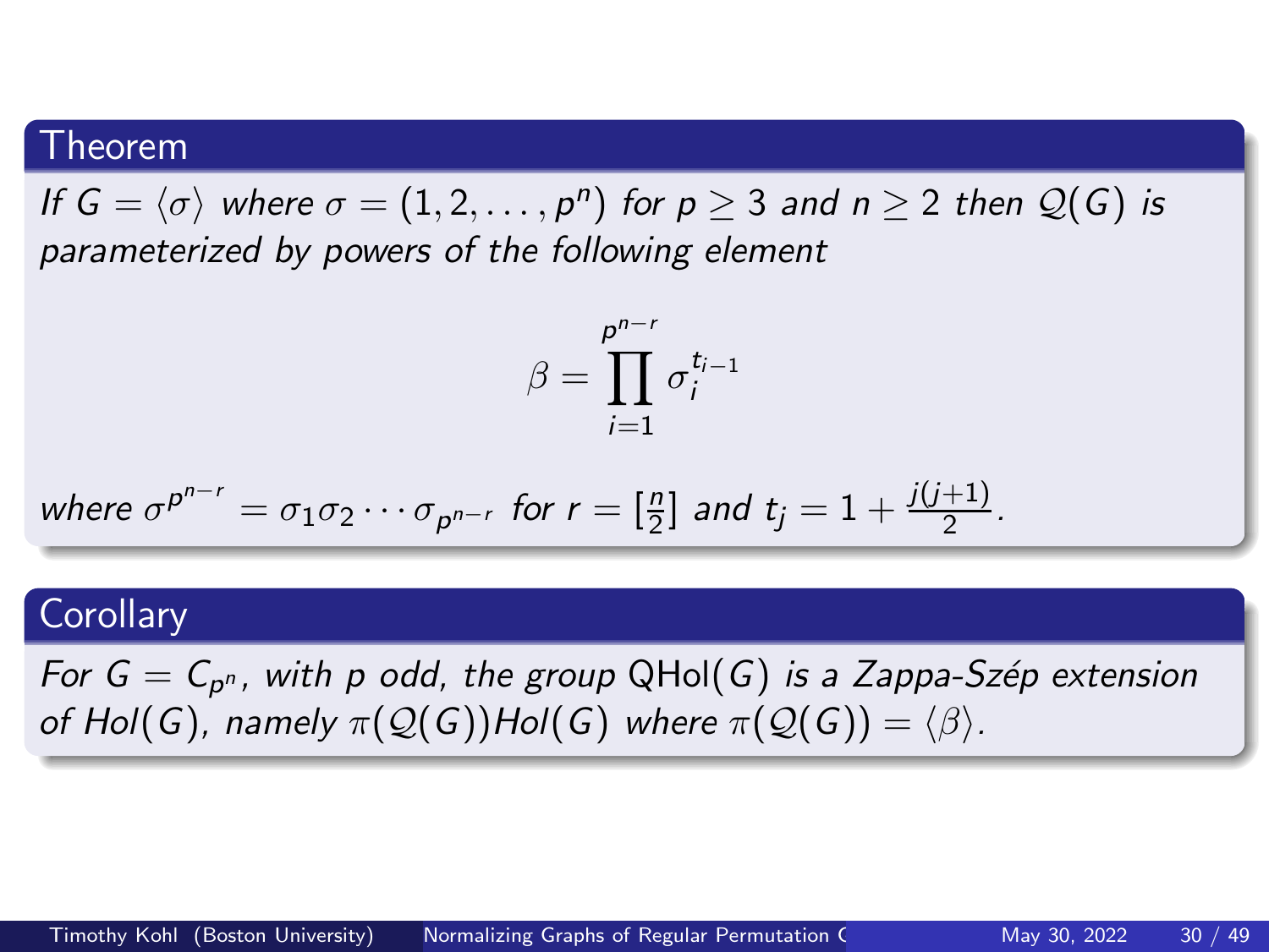### Theorem

*If $G = \langle \sigma \rangle$ where $\sigma = (1, 2, \ldots, p^n)$ for $p \geq 3$ and $n \geq 2$ then $\mathcal{Q}(G)$ is parameterized by powers of the following element*

$$\beta = \prod_{i=1}^{p^{n-r}} \sigma_i^{t_{i-1}}$$

*where $\sigma^{p^{n-r}} = \sigma_1 \sigma_2 \cdots \sigma_{p^{n-r}}$ for $r = [\frac{n}{2}]$ and $t_j = 1 + \frac{j(j+1)}{2}$.*

### Corollary

*For $G = C_{p^n}$, with $p$ odd, the group $\mathrm{QHol}(G)$ is a Zappa-Szép extension of $Hol(G)$, namely $\pi(\mathcal{Q}(G))Hol(G)$ where $\pi(\mathcal{Q}(G)) = \langle \beta \rangle$.*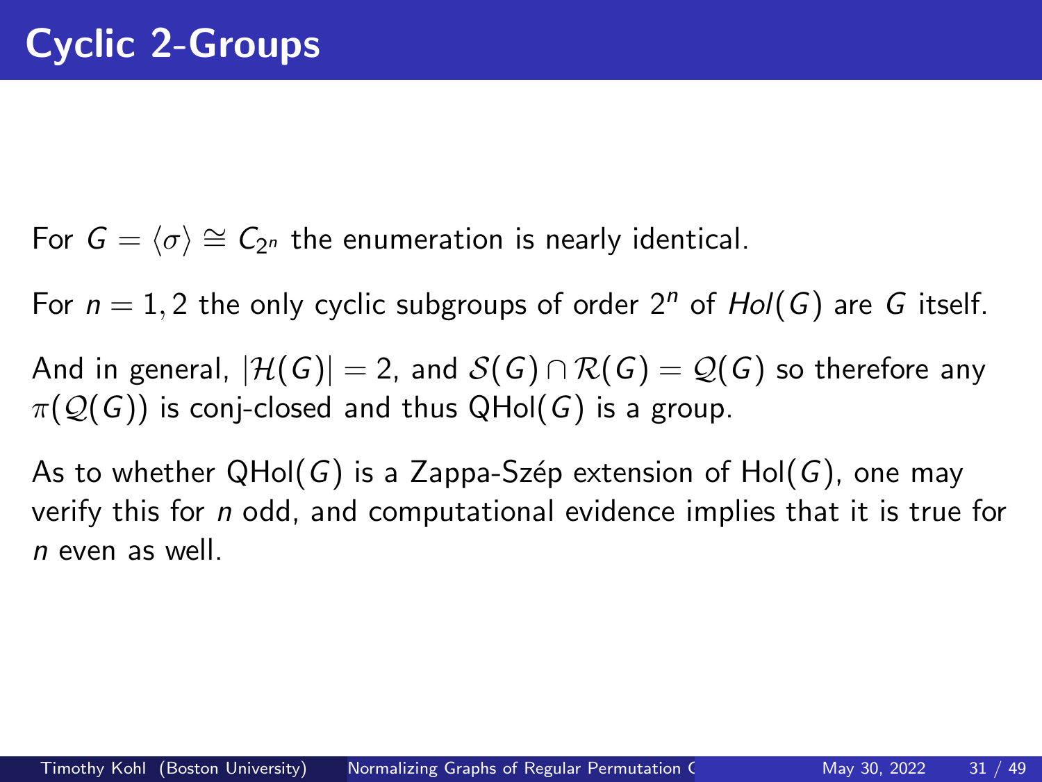# Cyclic 2-Groups

For $G = \langle \sigma \rangle \cong C_{2^n}$ the enumeration is nearly identical.

For $n = 1, 2$ the only cyclic subgroups of order $2^n$ of $Hol(G)$ are $G$ itself.

And in general, $|\mathcal{H}(G)| = 2$, and $\mathcal{S}(G) \cap \mathcal{R}(G) = \mathcal{Q}(G)$ so therefore any $\pi(\mathcal{Q}(G))$ is conj-closed and thus $\mathrm{QHol}(G)$ is a group.

As to whether $\mathrm{QHol}(G)$ is a Zappa-Szép extension of $\mathrm{Hol}(G)$, one may verify this for $n$ odd, and computational evidence implies that it is true for $n$ even as well.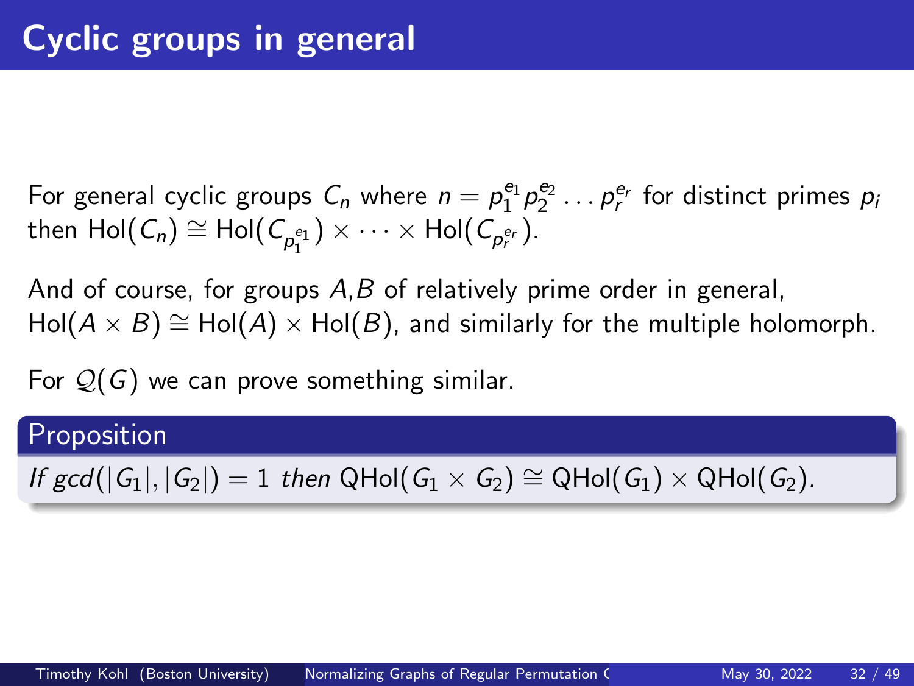# Cyclic groups in general

For general cyclic groups $C_n$ where $n = p_1^{e_1} p_2^{e_2} \dots p_r^{e_r}$ for distinct primes $p_i$ then $\mathrm{Hol}(C_n) \cong \mathrm{Hol}(C_{p_1^{e_1}}) \times \cdots \times \mathrm{Hol}(C_{p_r^{e_r}})$.

And of course, for groups $A$,$B$ of relatively prime order in general, $\mathrm{Hol}(A \times B) \cong \mathrm{Hol}(A) \times \mathrm{Hol}(B)$, and similarly for the multiple holomorph.

For $\mathcal{Q}(G)$ we can prove something similar.

**Proposition**

*If* $gcd(|G_1|, |G_2|) = 1$ *then* $\mathrm{QHol}(G_1 \times G_2) \cong \mathrm{QHol}(G_1) \times \mathrm{QHol}(G_2)$.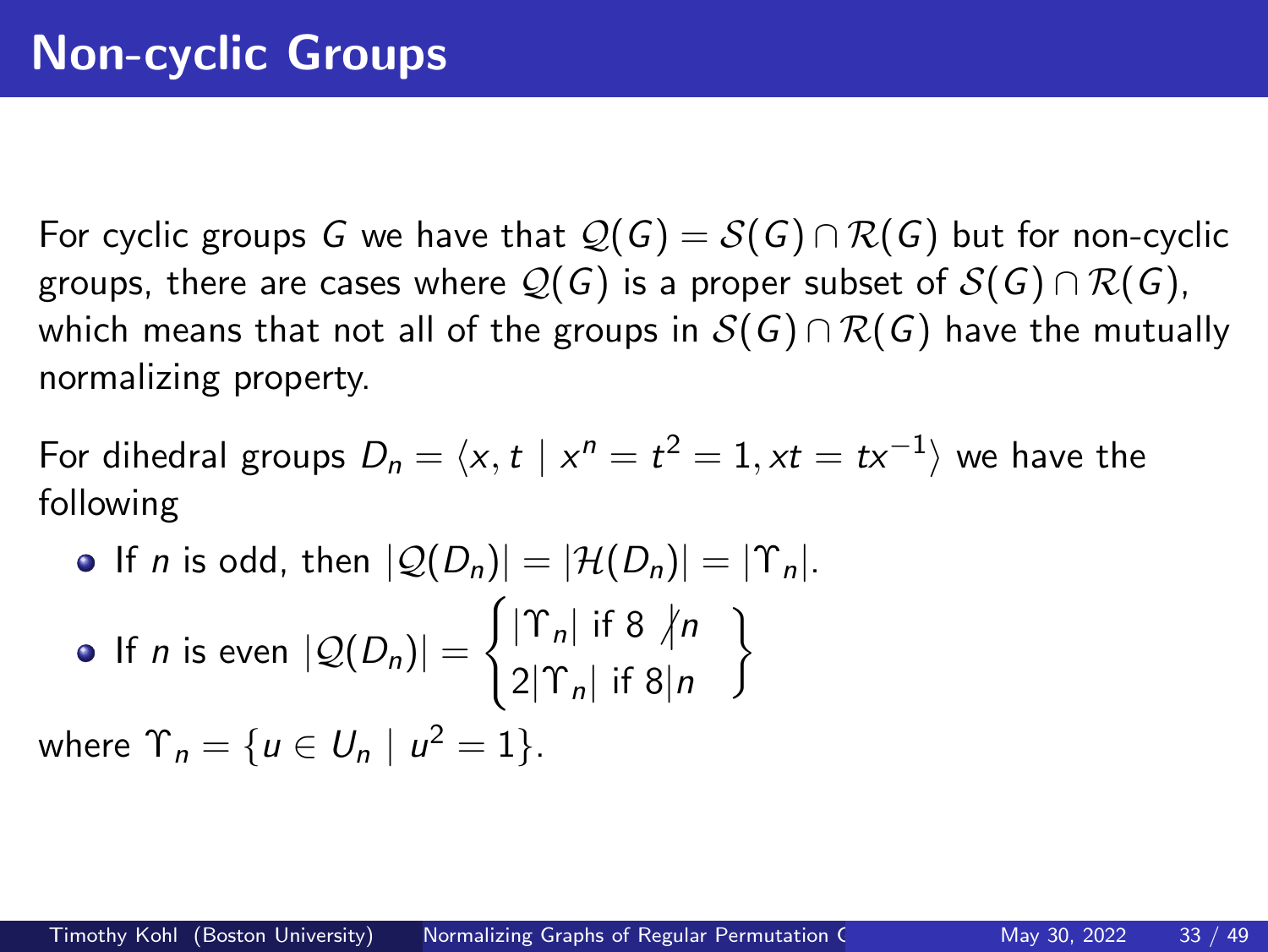# Non-cyclic Groups

For cyclic groups $G$ we have that $\mathcal{Q}(G) = \mathcal{S}(G) \cap \mathcal{R}(G)$ but for non-cyclic groups, there are cases where $\mathcal{Q}(G)$ is a proper subset of $\mathcal{S}(G) \cap \mathcal{R}(G)$, which means that not all of the groups in $\mathcal{S}(G) \cap \mathcal{R}(G)$ have the mutually normalizing property.

For dihedral groups $D_n = \langle x, t \mid x^n = t^2 = 1, xt = tx^{-1} \rangle$ we have the following

- If $n$ is odd, then $|\mathcal{Q}(D_n)| = |\mathcal{H}(D_n)| = |\Upsilon_n|$.
- If $n$ is even $|\mathcal{Q}(D_n)| = \begin{Bmatrix} |\Upsilon_n| \text{ if } 8 \not| n \\ 2|\Upsilon_n| \text{ if } 8|n \end{Bmatrix}$

where $\Upsilon_n = \{u \in U_n \mid u^2 = 1\}$.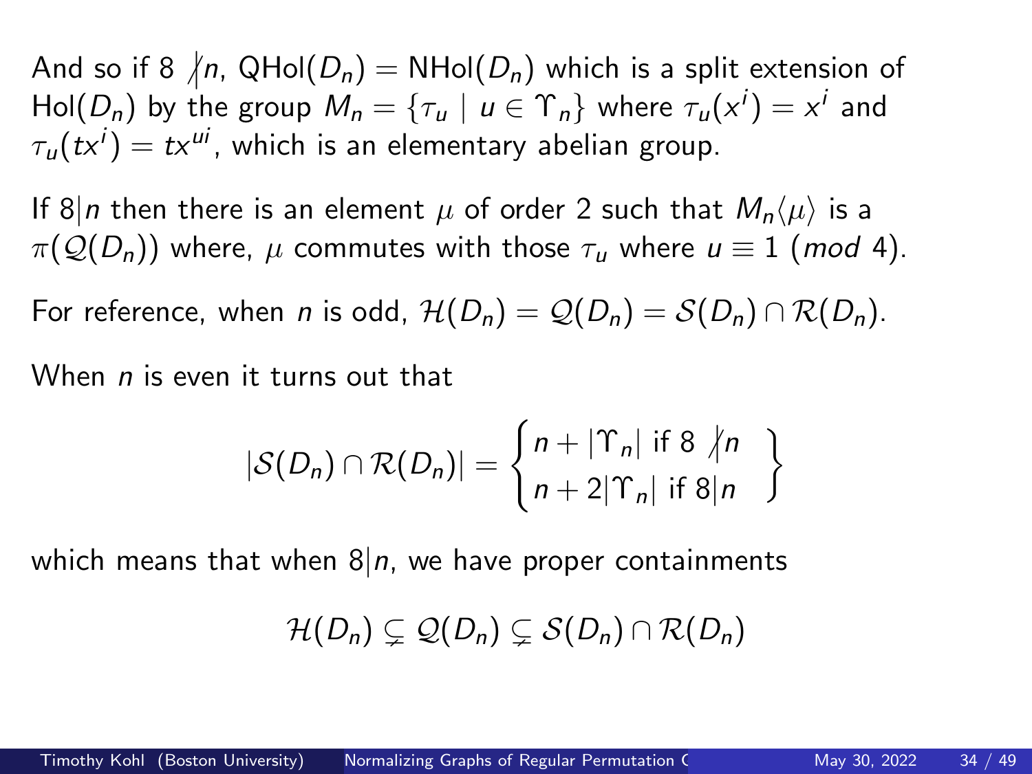And so if $8 \not| n$, $\text{QHol}(D_n) = \text{NHol}(D_n)$ which is a split extension of $\text{Hol}(D_n)$ by the group $M_n = \{\tau_u \mid u \in \Upsilon_n\}$ where $\tau_u(x^i) = x^i$ and $\tau_u(tx^i) = tx^{ui}$, which is an elementary abelian group.

If $8|n$ then there is an element $\mu$ of order 2 such that $M_n\langle\mu\rangle$ is a $\pi(\mathcal{Q}(D_n))$ where, $\mu$ commutes with those $\tau_u$ where $u \equiv 1 \ (mod\ 4)$.

For reference, when $n$ is odd, $\mathcal{H}(D_n) = \mathcal{Q}(D_n) = \mathcal{S}(D_n) \cap \mathcal{R}(D_n)$.

When $n$ is even it turns out that

$$|\mathcal{S}(D_n) \cap \mathcal{R}(D_n)| = \begin{Bmatrix} n + |\Upsilon_n| \text{ if } 8 \not| n \\ n + 2|\Upsilon_n| \text{ if } 8|n \end{Bmatrix}$$

which means that when $8|n$, we have proper containments

$$\mathcal{H}(D_n) \subsetneq \mathcal{Q}(D_n) \subsetneq \mathcal{S}(D_n) \cap \mathcal{R}(D_n)$$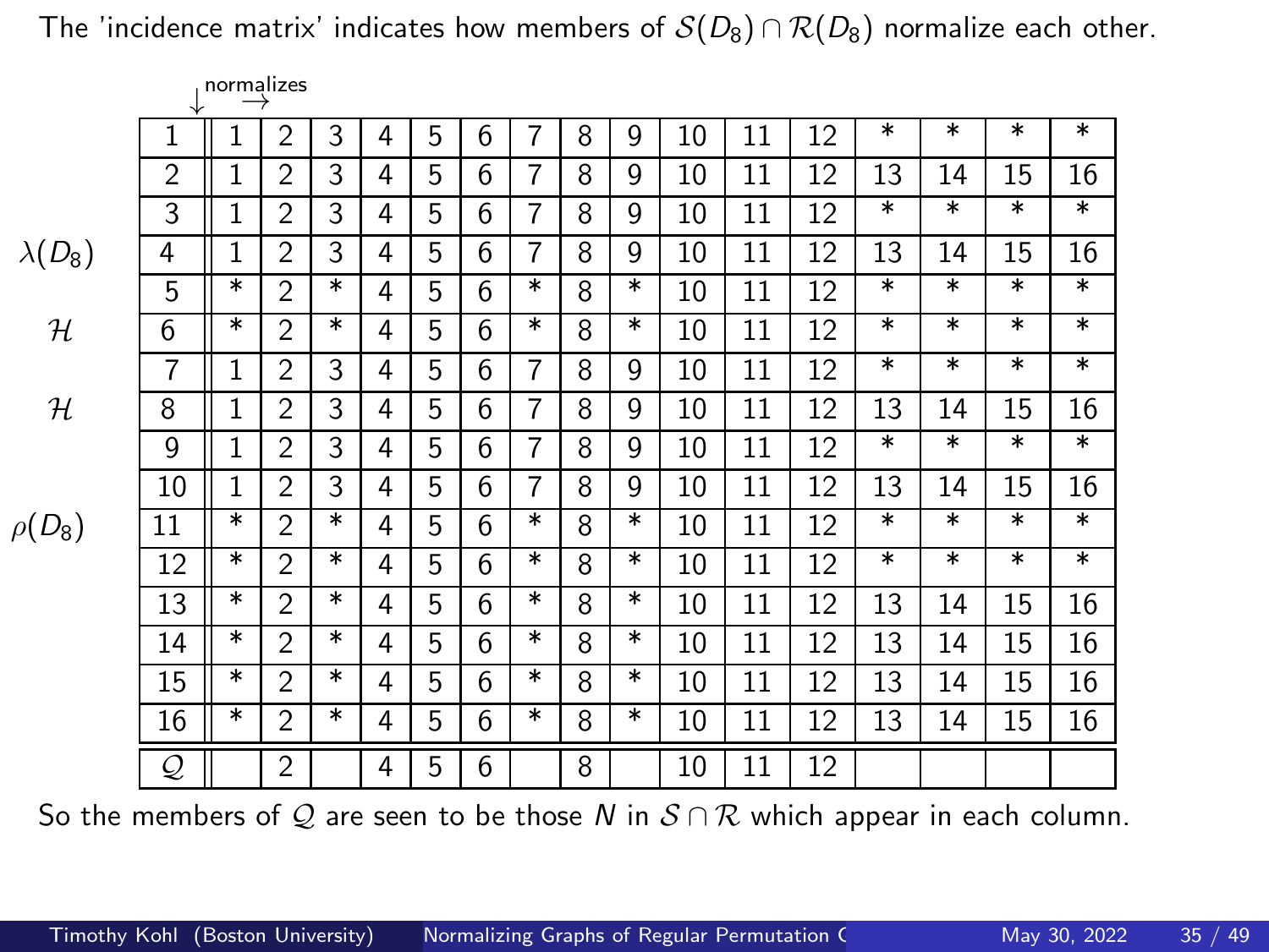The 'incidence matrix' indicates how members of $\mathcal{S}(D_8) \cap \mathcal{R}(D_8)$ normalize each other.

↓ normalizes →

| | | | | | | | | | | | | | | | | | |
|---|---|---|---|---|---|---|---|---|---|---|---|---|---|---|---|---|---|
| | 1 | 1 | 2 | 3 | 4 | 5 | 6 | 7 | 8 | 9 | 10 | 11 | 12 | * | * | * | * |
| | 2 | 1 | 2 | 3 | 4 | 5 | 6 | 7 | 8 | 9 | 10 | 11 | 12 | 13 | 14 | 15 | 16 |
| | 3 | 1 | 2 | 3 | 4 | 5 | 6 | 7 | 8 | 9 | 10 | 11 | 12 | * | * | * | * |
| $\lambda(D_8)$ | 4 | 1 | 2 | 3 | 4 | 5 | 6 | 7 | 8 | 9 | 10 | 11 | 12 | 13 | 14 | 15 | 16 |
| | 5 | * | 2 | * | 4 | 5 | 6 | * | 8 | * | 10 | 11 | 12 | * | * | * | * |
| $\mathcal{H}$ | 6 | * | 2 | * | 4 | 5 | 6 | * | 8 | * | 10 | 11 | 12 | * | * | * | * |
| | 7 | 1 | 2 | 3 | 4 | 5 | 6 | 7 | 8 | 9 | 10 | 11 | 12 | * | * | * | * |
| $\mathcal{H}$ | 8 | 1 | 2 | 3 | 4 | 5 | 6 | 7 | 8 | 9 | 10 | 11 | 12 | 13 | 14 | 15 | 16 |
| | 9 | 1 | 2 | 3 | 4 | 5 | 6 | 7 | 8 | 9 | 10 | 11 | 12 | * | * | * | * |
| | 10 | 1 | 2 | 3 | 4 | 5 | 6 | 7 | 8 | 9 | 10 | 11 | 12 | 13 | 14 | 15 | 16 |
| $\rho(D_8)$ | 11 | * | 2 | * | 4 | 5 | 6 | * | 8 | * | 10 | 11 | 12 | * | * | * | * |
| | 12 | * | 2 | * | 4 | 5 | 6 | * | 8 | * | 10 | 11 | 12 | * | * | * | * |
| | 13 | * | 2 | * | 4 | 5 | 6 | * | 8 | * | 10 | 11 | 12 | 13 | 14 | 15 | 16 |
| | 14 | * | 2 | * | 4 | 5 | 6 | * | 8 | * | 10 | 11 | 12 | 13 | 14 | 15 | 16 |
| | 15 | * | 2 | * | 4 | 5 | 6 | * | 8 | * | 10 | 11 | 12 | 13 | 14 | 15 | 16 |
| | 16 | * | 2 | * | 4 | 5 | 6 | * | 8 | * | 10 | 11 | 12 | 13 | 14 | 15 | 16 |
| | $\mathcal{Q}$ | | 2 | | 4 | 5 | 6 | | 8 | | 10 | 11 | 12 | | | | |

So the members of $\mathcal{Q}$ are seen to be those $N$ in $\mathcal{S} \cap \mathcal{R}$ which appear in each column.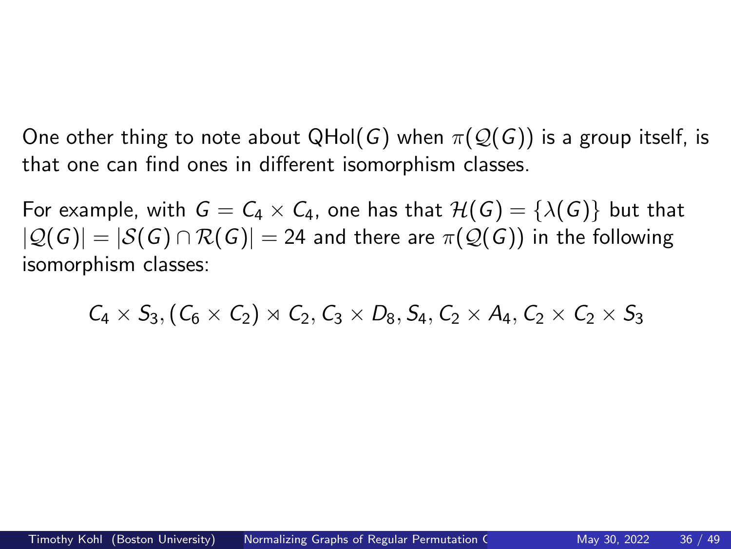One other thing to note about $\mathrm{QHol}(G)$ when $\pi(\mathcal{Q}(G))$ is a group itself, is that one can find ones in different isomorphism classes.

For example, with $G = C_4 \times C_4$, one has that $\mathcal{H}(G) = \{\lambda(G)\}$ but that $|\mathcal{Q}(G)| = |\mathcal{S}(G) \cap \mathcal{R}(G)| = 24$ and there are $\pi(\mathcal{Q}(G))$ in the following isomorphism classes:

$$C_4 \times S_3, (C_6 \times C_2) \rtimes C_2, C_3 \times D_8, S_4, C_2 \times A_4, C_2 \times C_2 \times S_3$$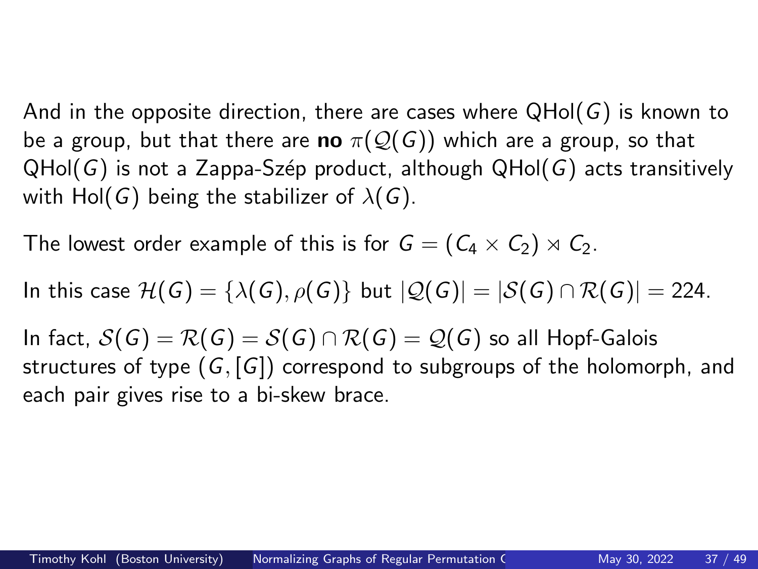And in the opposite direction, there are cases where $\mathrm{QHol}(G)$ is known to be a group, but that there are **no** $\pi(\mathcal{Q}(G))$ which are a group, so that $\mathrm{QHol}(G)$ is not a Zappa-Szép product, although $\mathrm{QHol}(G)$ acts transitively with $\mathrm{Hol}(G)$ being the stabilizer of $\lambda(G)$.

The lowest order example of this is for $G = (C_4 \times C_2) \rtimes C_2$.

In this case $\mathcal{H}(G) = \{\lambda(G), \rho(G)\}$ but $|\mathcal{Q}(G)| = |\mathcal{S}(G) \cap \mathcal{R}(G)| = 224$.

In fact, $\mathcal{S}(G) = \mathcal{R}(G) = \mathcal{S}(G) \cap \mathcal{R}(G) = \mathcal{Q}(G)$ so all Hopf-Galois structures of type $(G, [G])$ correspond to subgroups of the holomorph, and each pair gives rise to a bi-skew brace.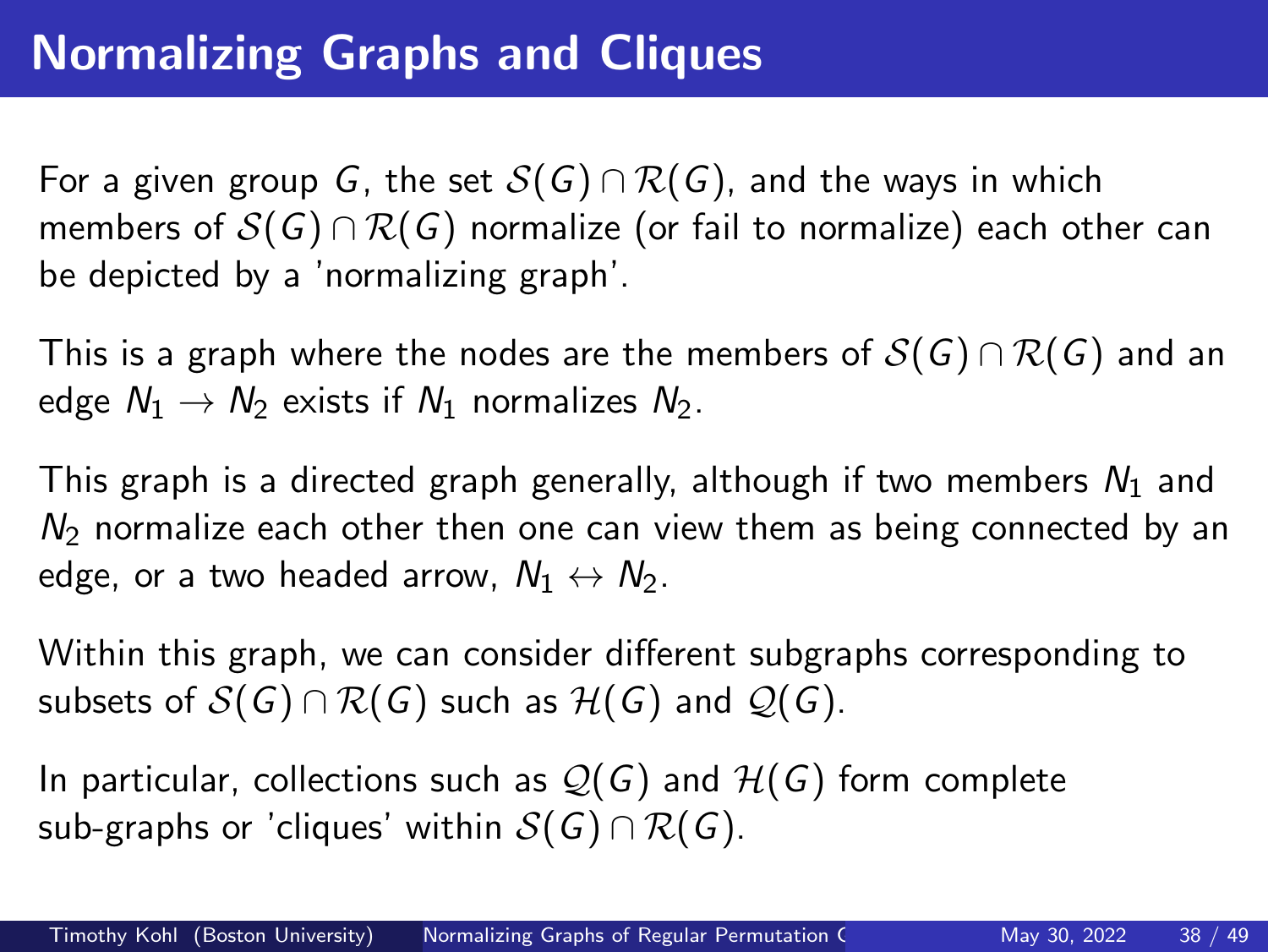# Normalizing Graphs and Cliques

For a given group $G$, the set $\mathcal{S}(G)\cap\mathcal{R}(G)$, and the ways in which members of $\mathcal{S}(G)\cap\mathcal{R}(G)$ normalize (or fail to normalize) each other can be depicted by a 'normalizing graph'.

This is a graph where the nodes are the members of $\mathcal{S}(G)\cap\mathcal{R}(G)$ and an edge $N_1 \to N_2$ exists if $N_1$ normalizes $N_2$.

This graph is a directed graph generally, although if two members $N_1$ and $N_2$ normalize each other then one can view them as being connected by an edge, or a two headed arrow, $N_1 \leftrightarrow N_2$.

Within this graph, we can consider different subgraphs corresponding to subsets of $\mathcal{S}(G)\cap\mathcal{R}(G)$ such as $\mathcal{H}(G)$ and $\mathcal{Q}(G)$.

In particular, collections such as $\mathcal{Q}(G)$ and $\mathcal{H}(G)$ form complete sub-graphs or 'cliques' within $\mathcal{S}(G)\cap\mathcal{R}(G)$.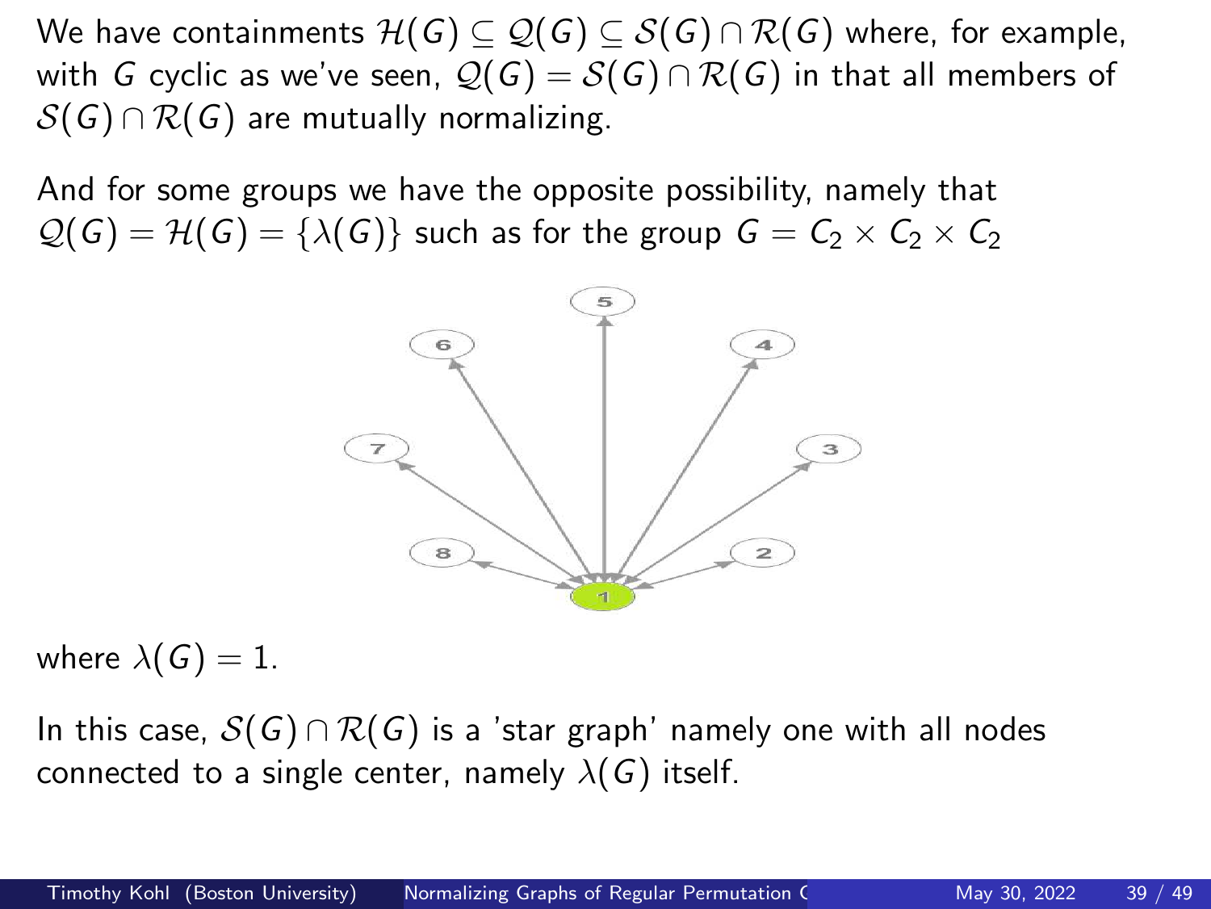We have containments $\mathcal{H}(G) \subseteq \mathcal{Q}(G) \subseteq \mathcal{S}(G) \cap \mathcal{R}(G)$ where, for example, with $G$ cyclic as we've seen, $\mathcal{Q}(G) = \mathcal{S}(G) \cap \mathcal{R}(G)$ in that all members of $\mathcal{S}(G) \cap \mathcal{R}(G)$ are mutually normalizing.

And for some groups we have the opposite possibility, namely that $\mathcal{Q}(G) = \mathcal{H}(G) = \{\lambda(G)\}$ such as for the group $G = C_2 \times C_2 \times C_2$

where $\lambda(G) = 1$.

In this case, $\mathcal{S}(G) \cap \mathcal{R}(G)$ is a 'star graph' namely one with all nodes connected to a single center, namely $\lambda(G)$ itself.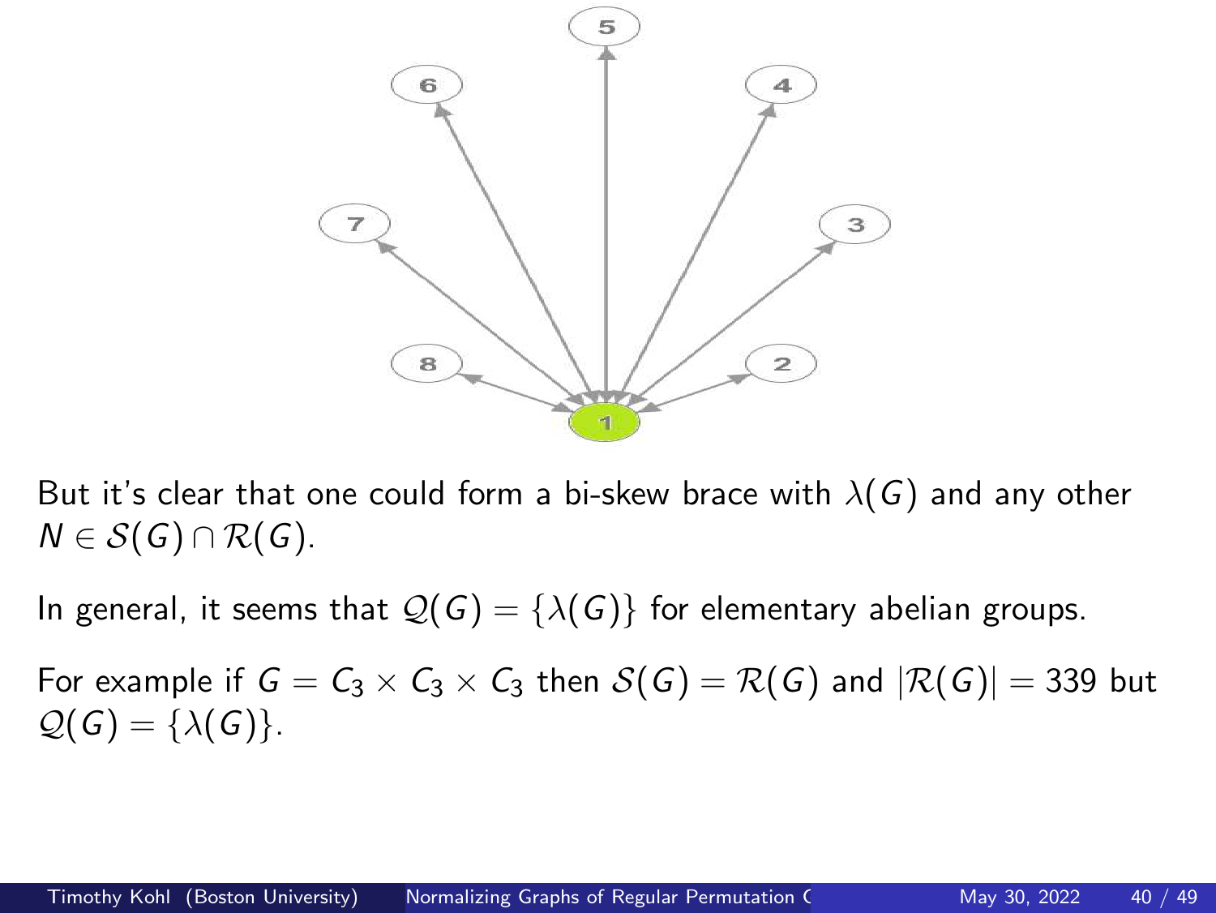But it's clear that one could form a bi-skew brace with $\lambda(G)$ and any other $N \in \mathcal{S}(G) \cap \mathcal{R}(G)$.

In general, it seems that $\mathcal{Q}(G) = \{\lambda(G)\}$ for elementary abelian groups.

For example if $G = C_3 \times C_3 \times C_3$ then $\mathcal{S}(G) = \mathcal{R}(G)$ and $|\mathcal{R}(G)| = 339$ but $\mathcal{Q}(G) = \{\lambda(G)\}$.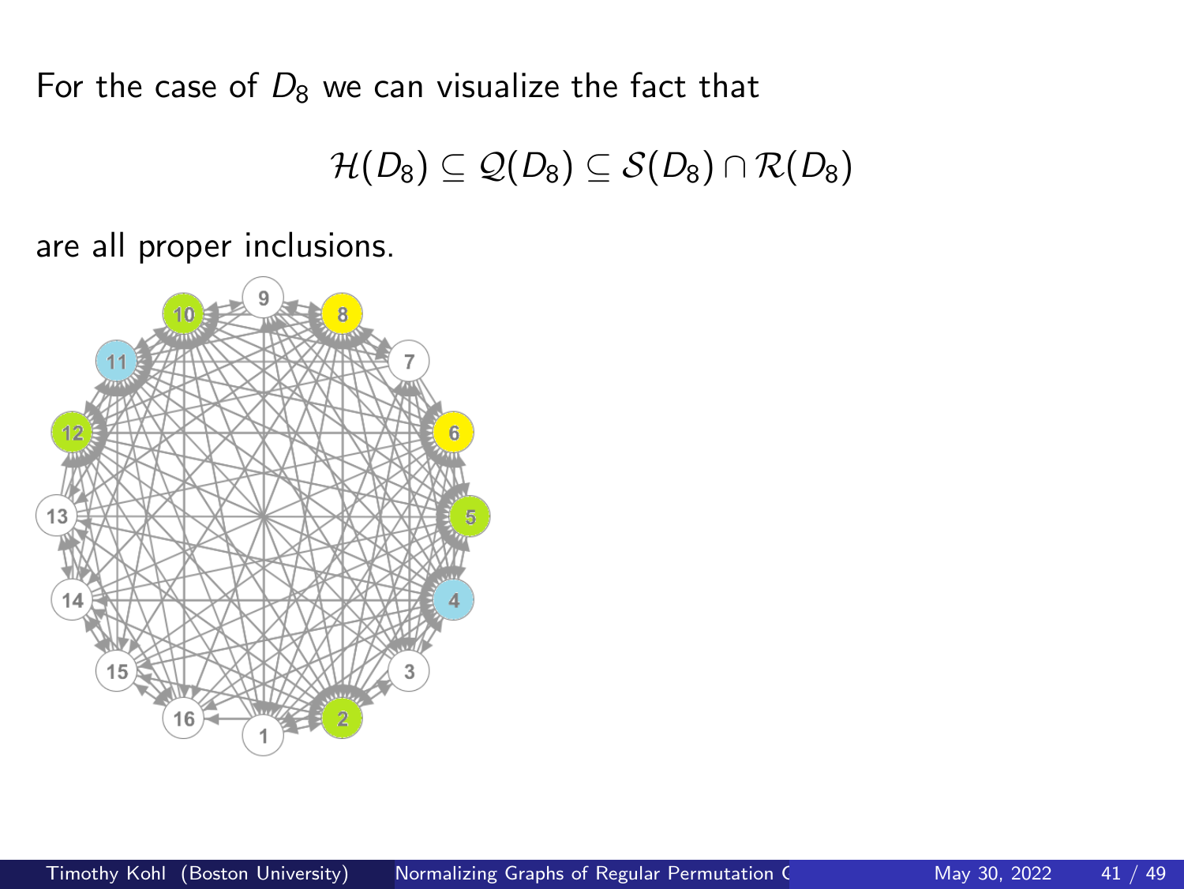For the case of $D_8$ we can visualize the fact that

$$\mathcal{H}(D_8) \subseteq \mathcal{Q}(D_8) \subseteq \mathcal{S}(D_8) \cap \mathcal{R}(D_8)$$

are all proper inclusions.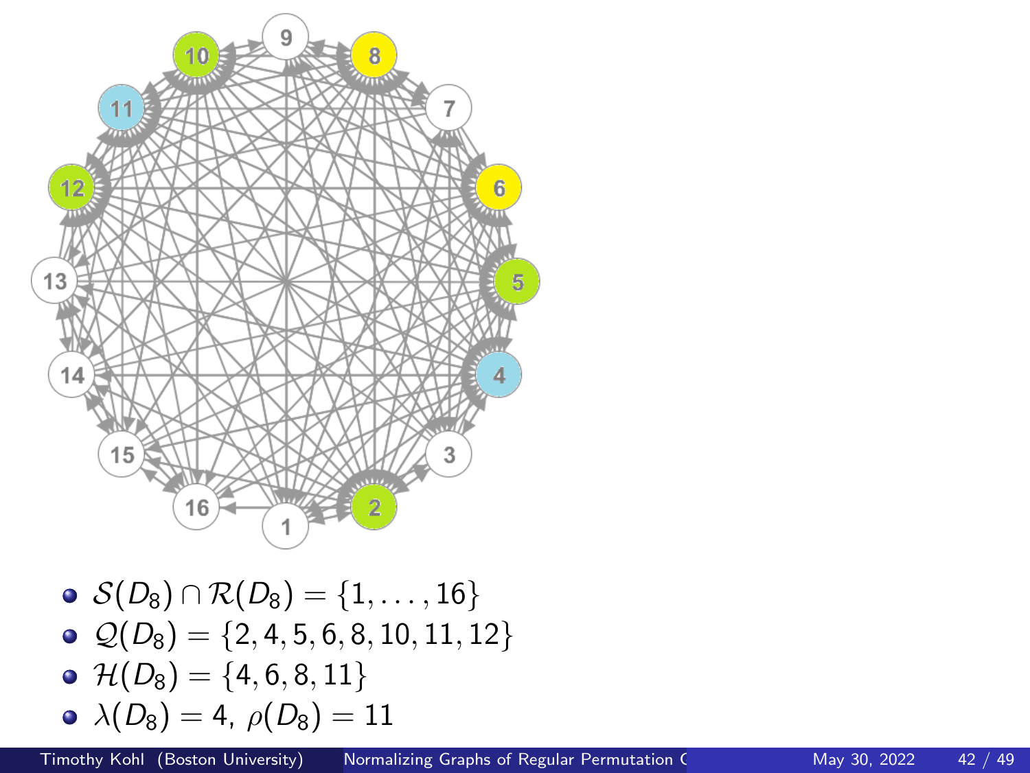- $\mathcal{S}(D_8) \cap \mathcal{R}(D_8) = \{1, \ldots, 16\}$
- $\mathcal{Q}(D_8) = \{2, 4, 5, 6, 8, 10, 11, 12\}$
- $\mathcal{H}(D_8) = \{4, 6, 8, 11\}$
- $\lambda(D_8) = 4,\ \rho(D_8) = 11$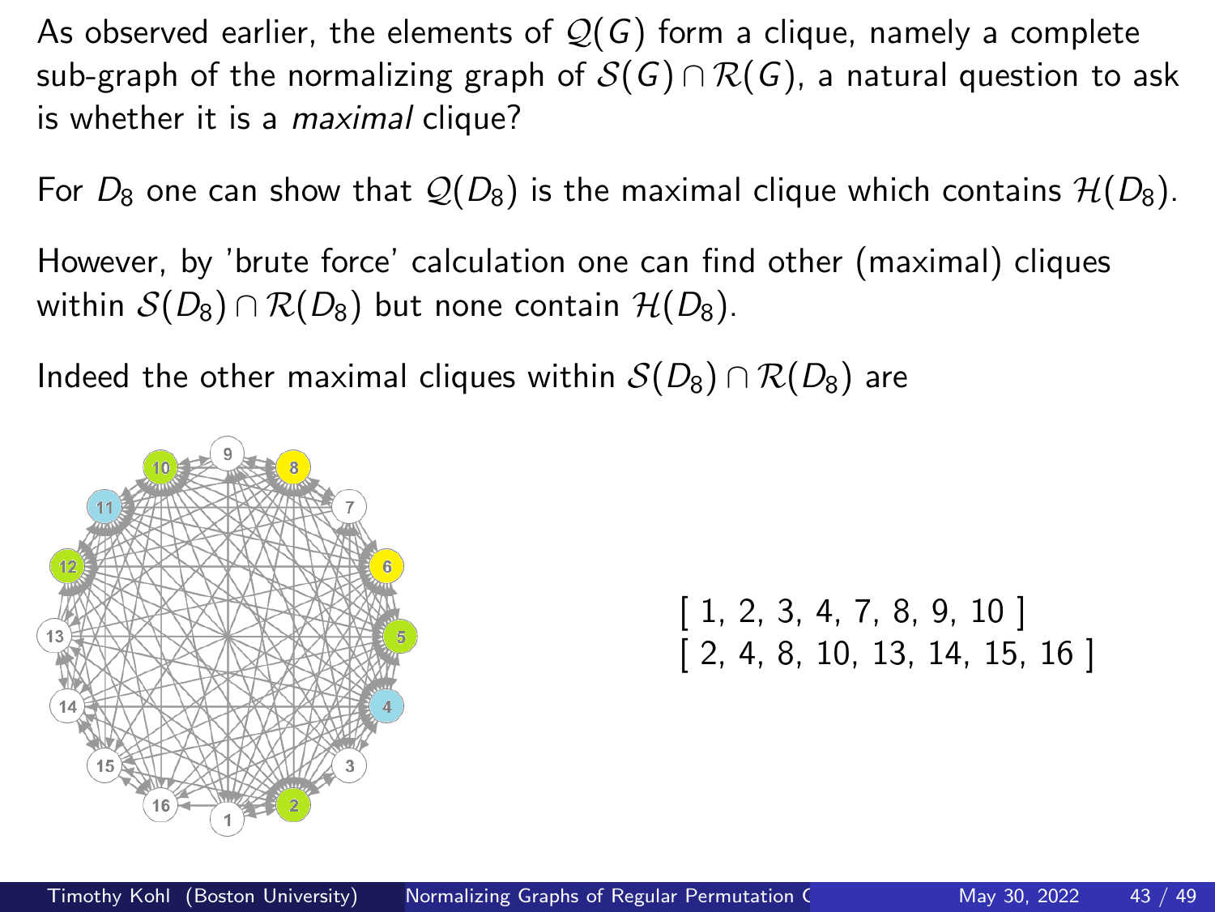As observed earlier, the elements of $\mathcal{Q}(G)$ form a clique, namely a complete sub-graph of the normalizing graph of $\mathcal{S}(G) \cap \mathcal{R}(G)$, a natural question to ask is whether it is a *maximal* clique?

For $D_8$ one can show that $\mathcal{Q}(D_8)$ is the maximal clique which contains $\mathcal{H}(D_8)$.

However, by 'brute force' calculation one can find other (maximal) cliques within $\mathcal{S}(D_8) \cap \mathcal{R}(D_8)$ but none contain $\mathcal{H}(D_8)$.

Indeed the other maximal cliques within $\mathcal{S}(D_8) \cap \mathcal{R}(D_8)$ are

[ 1, 2, 3, 4, 7, 8, 9, 10 ]
[ 2, 4, 8, 10, 13, 14, 15, 16 ]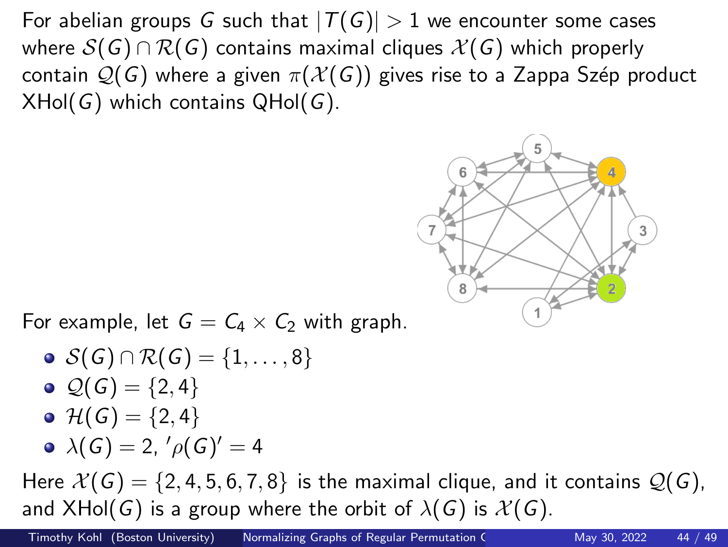For abelian groups $G$ such that $|T(G)| > 1$ we encounter some cases where $\mathcal{S}(G) \cap \mathcal{R}(G)$ contains maximal cliques $\mathcal{X}(G)$ which properly contain $\mathcal{Q}(G)$ where a given $\pi(\mathcal{X}(G))$ gives rise to a Zappa Szép product $\mathrm{XHol}(G)$ which contains $\mathrm{QHol}(G)$.

For example, let $G = C_4 \times C_2$ with graph.

- $\mathcal{S}(G) \cap \mathcal{R}(G) = \{1, \ldots, 8\}$
- $\mathcal{Q}(G) = \{2, 4\}$
- $\mathcal{H}(G) = \{2, 4\}$
- $\lambda(G) = 2$, $'\rho(G)' = 4$

Here $\mathcal{X}(G) = \{2, 4, 5, 6, 7, 8\}$ is the maximal clique, and it contains $\mathcal{Q}(G)$, and $\mathrm{XHol}(G)$ is a group where the orbit of $\lambda(G)$ is $\mathcal{X}(G)$.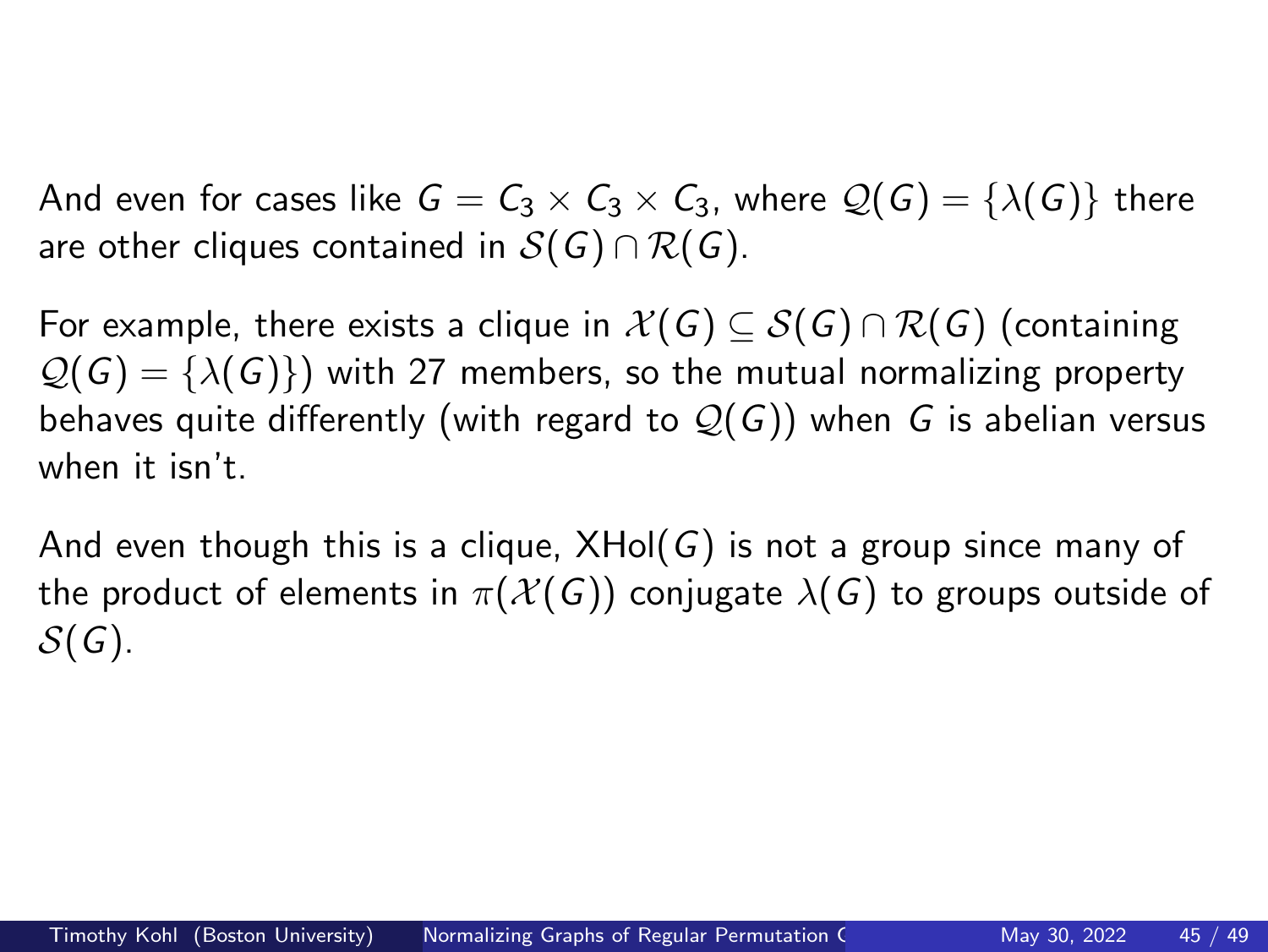And even for cases like $G = C_3 \times C_3 \times C_3$, where $\mathcal{Q}(G) = \{\lambda(G)\}$ there are other cliques contained in $\mathcal{S}(G) \cap \mathcal{R}(G)$.

For example, there exists a clique in $\mathcal{X}(G) \subseteq \mathcal{S}(G) \cap \mathcal{R}(G)$ (containing $\mathcal{Q}(G) = \{\lambda(G)\}$) with 27 members, so the mutual normalizing property behaves quite differently (with regard to $\mathcal{Q}(G)$) when $G$ is abelian versus when it isn't.

And even though this is a clique, $\mathrm{XHol}(G)$ is not a group since many of the product of elements in $\pi(\mathcal{X}(G))$ conjugate $\lambda(G)$ to groups outside of $\mathcal{S}(G)$.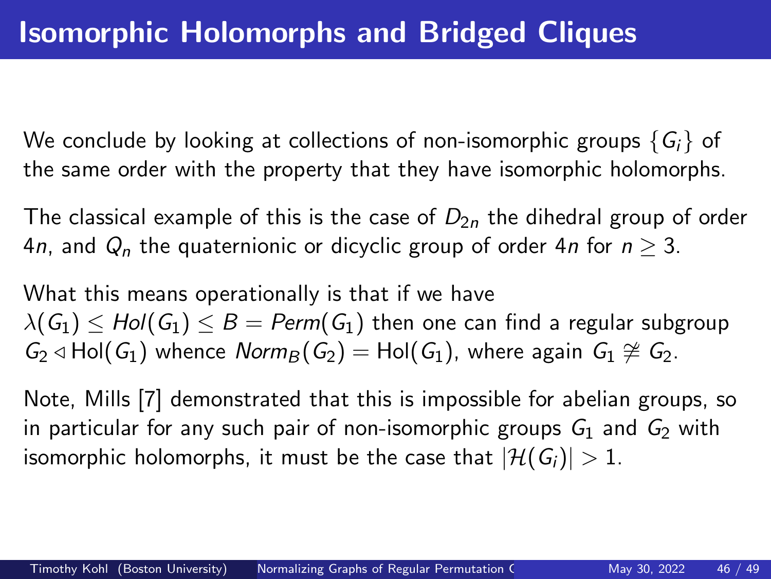# Isomorphic Holomorphs and Bridged Cliques

We conclude by looking at collections of non-isomorphic groups $\{G_i\}$ of the same order with the property that they have isomorphic holomorphs.

The classical example of this is the case of $D_{2n}$ the dihedral group of order $4n$, and $Q_n$ the quaternionic or dicyclic group of order $4n$ for $n \geq 3$.

What this means operationally is that if we have $\lambda(G_1) \leq Hol(G_1) \leq B = Perm(G_1)$ then one can find a regular subgroup $G_2 \triangleleft \mathrm{Hol}(G_1)$ whence $Norm_B(G_2) = \mathrm{Hol}(G_1)$, where again $G_1 \not\cong G_2$.

Note, Mills [7] demonstrated that this is impossible for abelian groups, so in particular for any such pair of non-isomorphic groups $G_1$ and $G_2$ with isomorphic holomorphs, it must be the case that $|\mathcal{H}(G_i)| > 1$.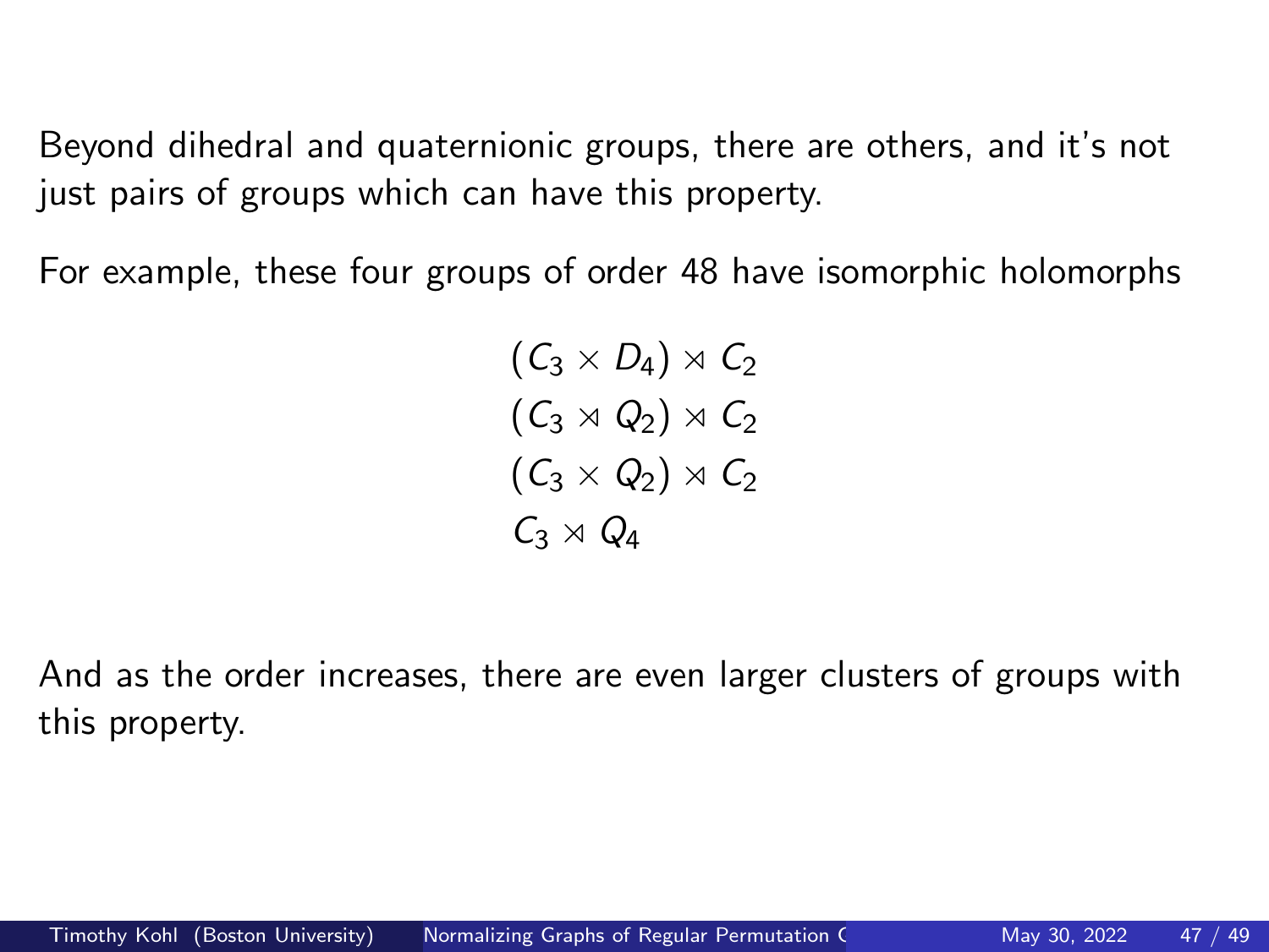Beyond dihedral and quaternionic groups, there are others, and it's not just pairs of groups which can have this property.

For example, these four groups of order 48 have isomorphic holomorphs

$$
\begin{aligned}
&(C_3 \times D_4) \rtimes C_2 \\
&(C_3 \rtimes Q_2) \rtimes C_2 \\
&(C_3 \times Q_2) \rtimes C_2 \\
&C_3 \rtimes Q_4
\end{aligned}
$$

And as the order increases, there are even larger clusters of groups with this property.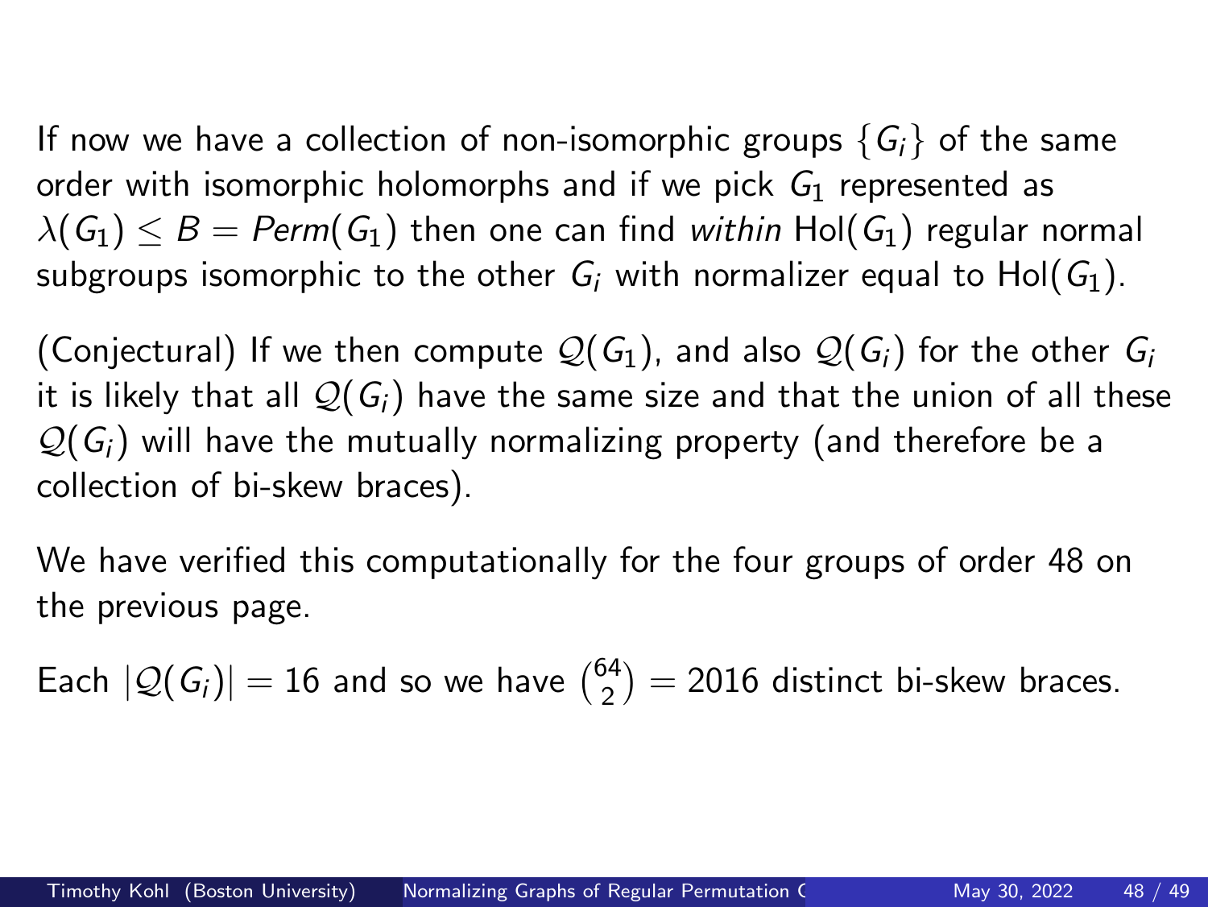If now we have a collection of non-isomorphic groups $\{G_i\}$ of the same order with isomorphic holomorphs and if we pick $G_1$ represented as $\lambda(G_1) \leq B = Perm(G_1)$ then one can find *within* $\mathrm{Hol}(G_1)$ regular normal subgroups isomorphic to the other $G_i$ with normalizer equal to $\mathrm{Hol}(G_1)$.

(Conjectural) If we then compute $\mathcal{Q}(G_1)$, and also $\mathcal{Q}(G_i)$ for the other $G_i$ it is likely that all $\mathcal{Q}(G_i)$ have the same size and that the union of all these $\mathcal{Q}(G_i)$ will have the mutually normalizing property (and therefore be a collection of bi-skew braces).

We have verified this computationally for the four groups of order 48 on the previous page.

Each $|\mathcal{Q}(G_i)| = 16$ and so we have $\binom{64}{2} = 2016$ distinct bi-skew braces.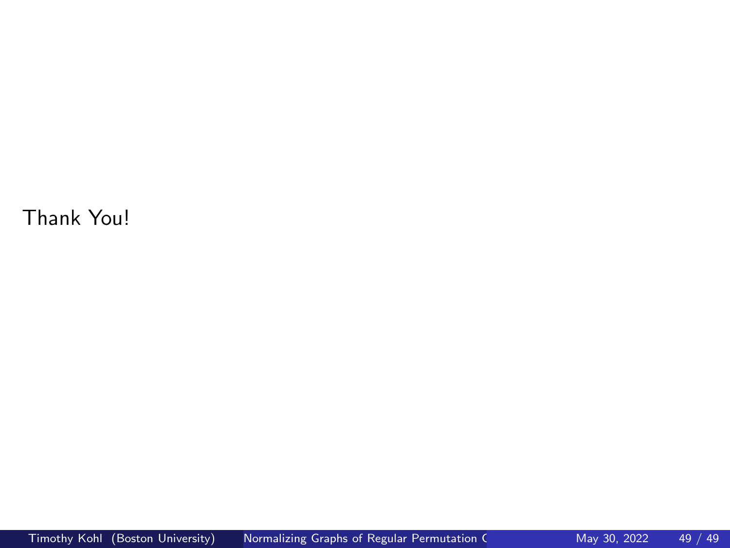Thank You!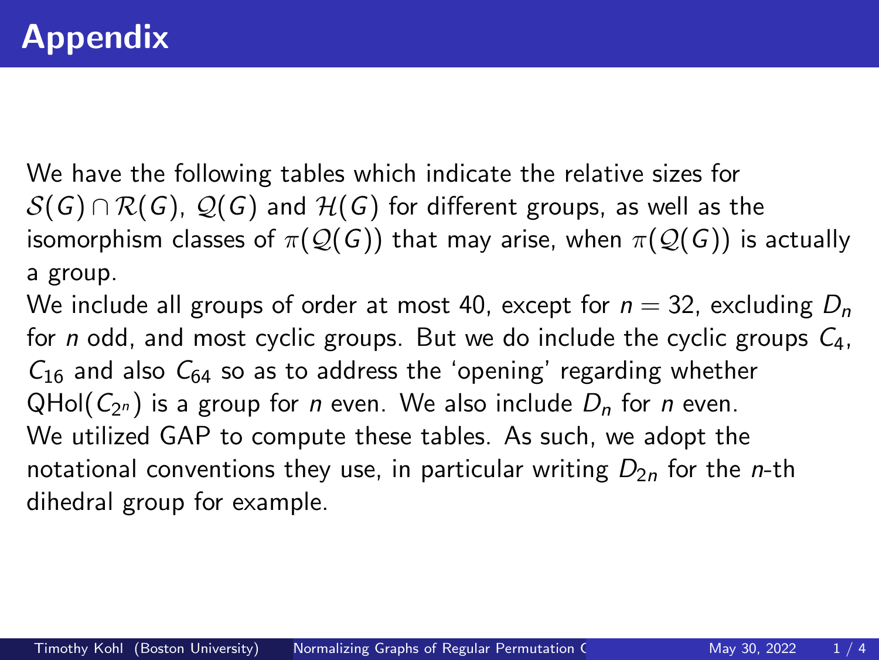# Appendix

We have the following tables which indicate the relative sizes for $\mathcal{S}(G) \cap \mathcal{R}(G)$, $\mathcal{Q}(G)$ and $\mathcal{H}(G)$ for different groups, as well as the isomorphism classes of $\pi(\mathcal{Q}(G))$ that may arise, when $\pi(\mathcal{Q}(G))$ is actually a group.

We include all groups of order at most 40, except for $n = 32$, excluding $D_n$ for $n$ odd, and most cyclic groups. But we do include the cyclic groups $C_4$, $C_{16}$ and also $C_{64}$ so as to address the 'opening' regarding whether $\mathrm{QHol}(C_{2^n})$ is a group for $n$ even. We also include $D_n$ for $n$ even.

We utilized GAP to compute these tables. As such, we adopt the notational conventions they use, in particular writing $D_{2n}$ for the $n$-th dihedral group for example.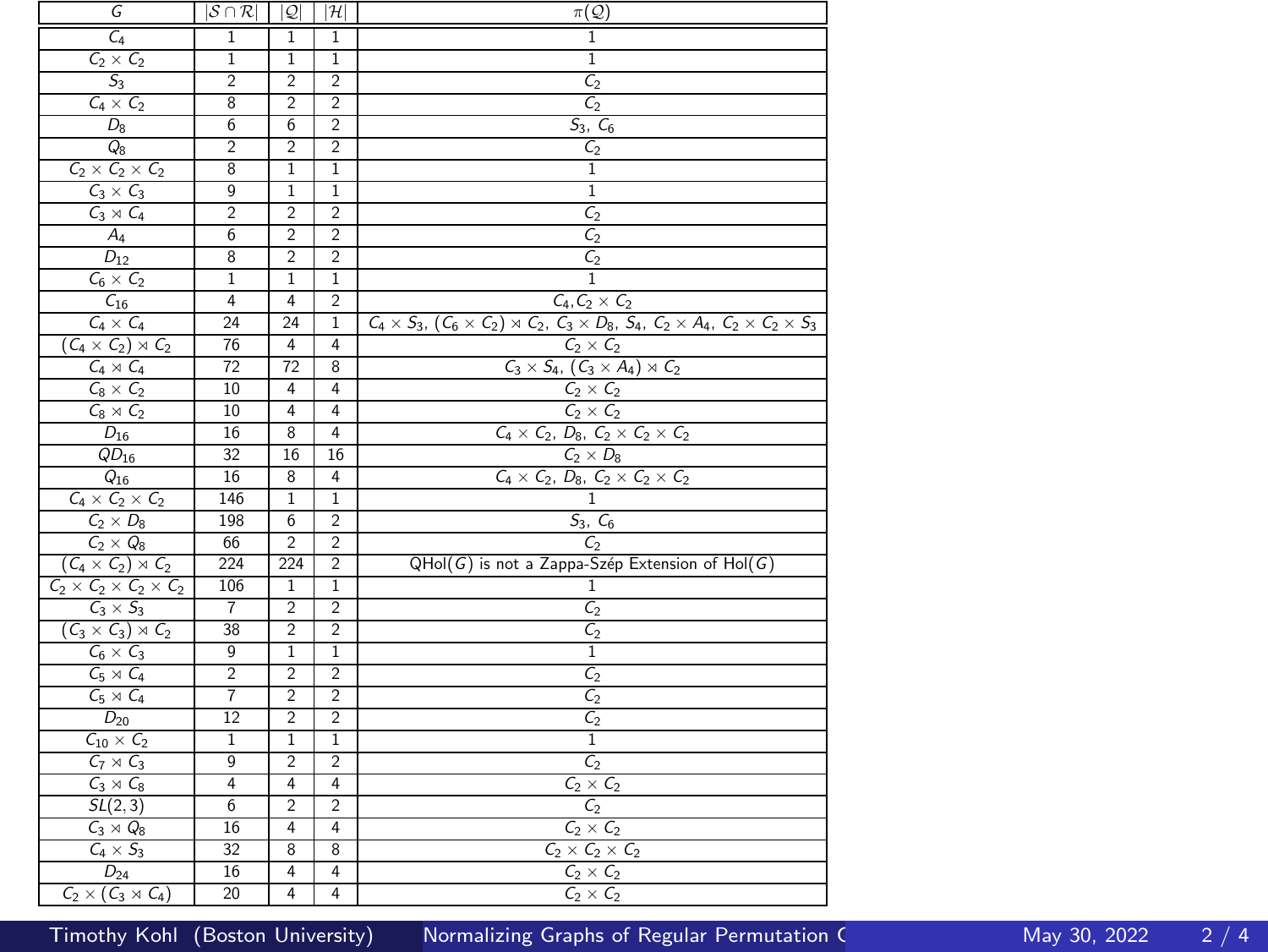| $G$ | $\|\mathcal{S}\cap\mathcal{R}\|$ | $\|\mathcal{Q}\|$ | $\|\mathcal{H}\|$ | $\pi(\mathcal{Q})$ |
|---|---|---|---|---|
| $C_4$ | 1 | 1 | 1 | 1 |
| $C_2\times C_2$ | 1 | 1 | 1 | 1 |
| $S_3$ | 2 | 2 | 2 | $C_2$ |
| $C_4\times C_2$ | 8 | 2 | 2 | $C_2$ |
| $D_8$ | 6 | 6 | 2 | $S_3$, $C_6$ |
| $Q_8$ | 2 | 2 | 2 | $C_2$ |
| $C_2\times C_2\times C_2$ | 8 | 1 | 1 | 1 |
| $C_3\times C_3$ | 9 | 1 | 1 | 1 |
| $C_3\rtimes C_4$ | 2 | 2 | 2 | $C_2$ |
| $A_4$ | 6 | 2 | 2 | $C_2$ |
| $D_{12}$ | 8 | 2 | 2 | $C_2$ |
| $C_6\times C_2$ | 1 | 1 | 1 | 1 |
| $C_{16}$ | 4 | 4 | 2 | $C_4, C_2\times C_2$ |
| $C_4\times C_4$ | 24 | 24 | 1 | $C_4\times S_3$, $(C_6\times C_2)\rtimes C_2$, $C_3\times D_8$, $S_4$, $C_2\times A_4$, $C_2\times C_2\times S_3$ |
| $(C_4\times C_2)\rtimes C_2$ | 76 | 4 | 4 | $C_2\times C_2$ |
| $C_4\rtimes C_4$ | 72 | 72 | 8 | $C_3\times S_4$, $(C_3\times A_4)\rtimes C_2$ |
| $C_8\times C_2$ | 10 | 4 | 4 | $C_2\times C_2$ |
| $C_8\rtimes C_2$ | 10 | 4 | 4 | $C_2\times C_2$ |
| $D_{16}$ | 16 | 8 | 4 | $C_4\times C_2$, $D_8$, $C_2\times C_2\times C_2$ |
| $QD_{16}$ | 32 | 16 | 16 | $C_2\times D_8$ |
| $Q_{16}$ | 16 | 8 | 4 | $C_4\times C_2$, $D_8$, $C_2\times C_2\times C_2$ |
| $C_4\times C_2\times C_2$ | 146 | 1 | 1 | 1 |
| $C_2\times D_8$ | 198 | 6 | 2 | $S_3$, $C_6$ |
| $C_2\times Q_8$ | 66 | 2 | 2 | $C_2$ |
| $(C_4\times C_2)\rtimes C_2$ | 224 | 224 | 2 | QHol($G$) is not a Zappa-Szép Extension of Hol($G$) |
| $C_2\times C_2\times C_2\times C_2$ | 106 | 1 | 1 | 1 |
| $C_3\times S_3$ | 7 | 2 | 2 | $C_2$ |
| $(C_3\times C_3)\rtimes C_2$ | 38 | 2 | 2 | $C_2$ |
| $C_6\times C_3$ | 9 | 1 | 1 | 1 |
| $C_5\rtimes C_4$ | 2 | 2 | 2 | $C_2$ |
| $C_5\rtimes C_4$ | 7 | 2 | 2 | $C_2$ |
| $D_{20}$ | 12 | 2 | 2 | $C_2$ |
| $C_{10}\times C_2$ | 1 | 1 | 1 | 1 |
| $C_7\rtimes C_3$ | 9 | 2 | 2 | $C_2$ |
| $C_3\rtimes C_8$ | 4 | 4 | 4 | $C_2\times C_2$ |
| $SL(2,3)$ | 6 | 2 | 2 | $C_2$ |
| $C_3\rtimes Q_8$ | 16 | 4 | 4 | $C_2\times C_2$ |
| $C_4\times S_3$ | 32 | 8 | 8 | $C_2\times C_2\times C_2$ |
| $D_{24}$ | 16 | 4 | 4 | $C_2\times C_2$ |
| $C_2\times(C_3\rtimes C_4)$ | 20 | 4 | 4 | $C_2\times C_2$ |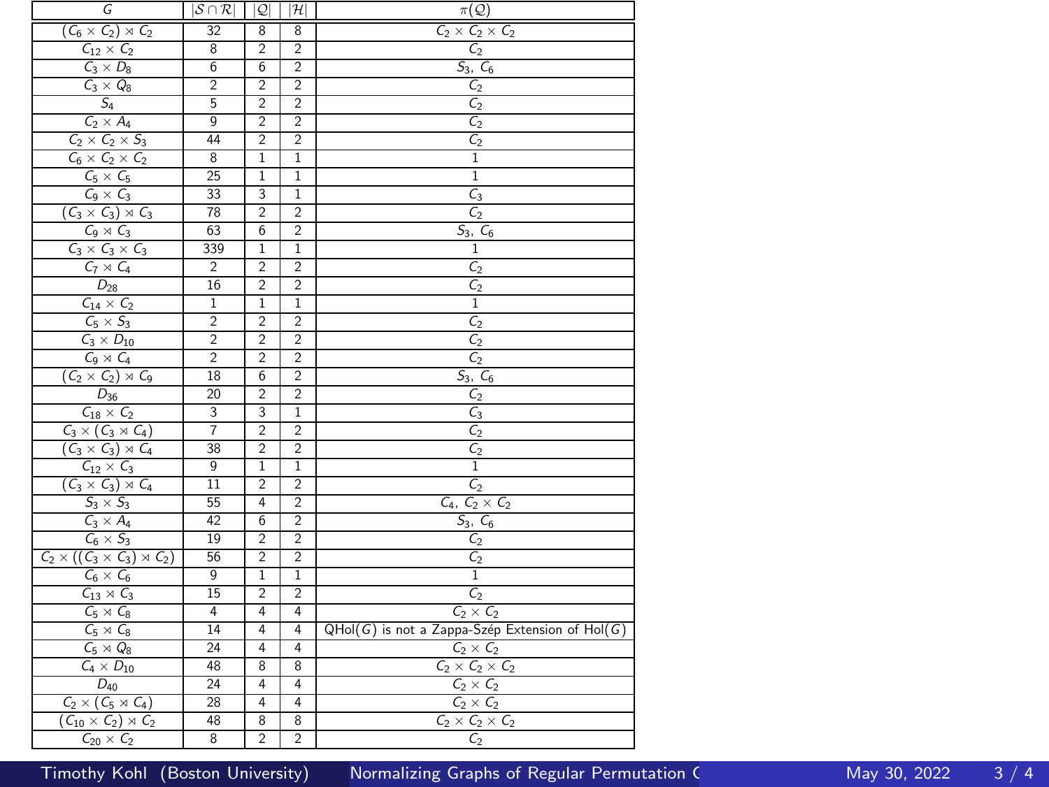| $G$ | $\lvert\mathcal{S}\cap\mathcal{R}\rvert$ | $\lvert\mathcal{Q}\rvert$ | $\lvert\mathcal{H}\rvert$ | $\pi(\mathcal{Q})$ |
|---|---|---|---|---|
| $(C_6 \times C_2) \rtimes C_2$ | 32 | 8 | 8 | $C_2 \times C_2 \times C_2$ |
| $C_{12} \times C_2$ | 8 | 2 | 2 | $C_2$ |
| $C_3 \times D_8$ | 6 | 6 | 2 | $S_3$, $C_6$ |
| $C_3 \times Q_8$ | 2 | 2 | 2 | $C_2$ |
| $S_4$ | 5 | 2 | 2 | $C_2$ |
| $C_2 \times A_4$ | 9 | 2 | 2 | $C_2$ |
| $C_2 \times C_2 \times S_3$ | 44 | 2 | 2 | $C_2$ |
| $C_6 \times C_2 \times C_2$ | 8 | 1 | 1 | 1 |
| $C_5 \times C_5$ | 25 | 1 | 1 | 1 |
| $C_9 \times C_3$ | 33 | 3 | 1 | $C_3$ |
| $(C_3 \times C_3) \rtimes C_3$ | 78 | 2 | 2 | $C_2$ |
| $C_9 \rtimes C_3$ | 63 | 6 | 2 | $S_3$, $C_6$ |
| $C_3 \times C_3 \times C_3$ | 339 | 1 | 1 | 1 |
| $C_7 \rtimes C_4$ | 2 | 2 | 2 | $C_2$ |
| $D_{28}$ | 16 | 2 | 2 | $C_2$ |
| $C_{14} \times C_2$ | 1 | 1 | 1 | 1 |
| $C_5 \times S_3$ | 2 | 2 | 2 | $C_2$ |
| $C_3 \times D_{10}$ | 2 | 2 | 2 | $C_2$ |
| $C_9 \rtimes C_4$ | 2 | 2 | 2 | $C_2$ |
| $(C_2 \times C_2) \rtimes C_9$ | 18 | 6 | 2 | $S_3$, $C_6$ |
| $D_{36}$ | 20 | 2 | 2 | $C_2$ |
| $C_{18} \times C_2$ | 3 | 3 | 1 | $C_3$ |
| $C_3 \times (C_3 \rtimes C_4)$ | 7 | 2 | 2 | $C_2$ |
| $(C_3 \times C_3) \rtimes C_4$ | 38 | 2 | 2 | $C_2$ |
| $C_{12} \times C_3$ | 9 | 1 | 1 | 1 |
| $(C_3 \times C_3) \rtimes C_4$ | 11 | 2 | 2 | $C_2$ |
| $S_3 \times S_3$ | 55 | 4 | 2 | $C_4$, $C_2 \times C_2$ |
| $C_3 \times A_4$ | 42 | 6 | 2 | $S_3$, $C_6$ |
| $C_6 \times S_3$ | 19 | 2 | 2 | $C_2$ |
| $C_2 \times ((C_3 \times C_3) \rtimes C_2)$ | 56 | 2 | 2 | $C_2$ |
| $C_6 \times C_6$ | 9 | 1 | 1 | 1 |
| $C_{13} \rtimes C_3$ | 15 | 2 | 2 | $C_2$ |
| $C_5 \rtimes C_8$ | 4 | 4 | 4 | $C_2 \times C_2$ |
| $C_5 \rtimes C_8$ | 14 | 4 | 4 | QHol($G$) is not a Zappa-Szép Extension of Hol($G$) |
| $C_5 \rtimes Q_8$ | 24 | 4 | 4 | $C_2 \times C_2$ |
| $C_4 \times D_{10}$ | 48 | 8 | 8 | $C_2 \times C_2 \times C_2$ |
| $D_{40}$ | 24 | 4 | 4 | $C_2 \times C_2$ |
| $C_2 \times (C_5 \rtimes C_4)$ | 28 | 4 | 4 | $C_2 \times C_2$ |
| $(C_{10} \times C_2) \rtimes C_2$ | 48 | 8 | 8 | $C_2 \times C_2 \times C_2$ |
| $C_{20} \times C_2$ | 8 | 2 | 2 | $C_2$ |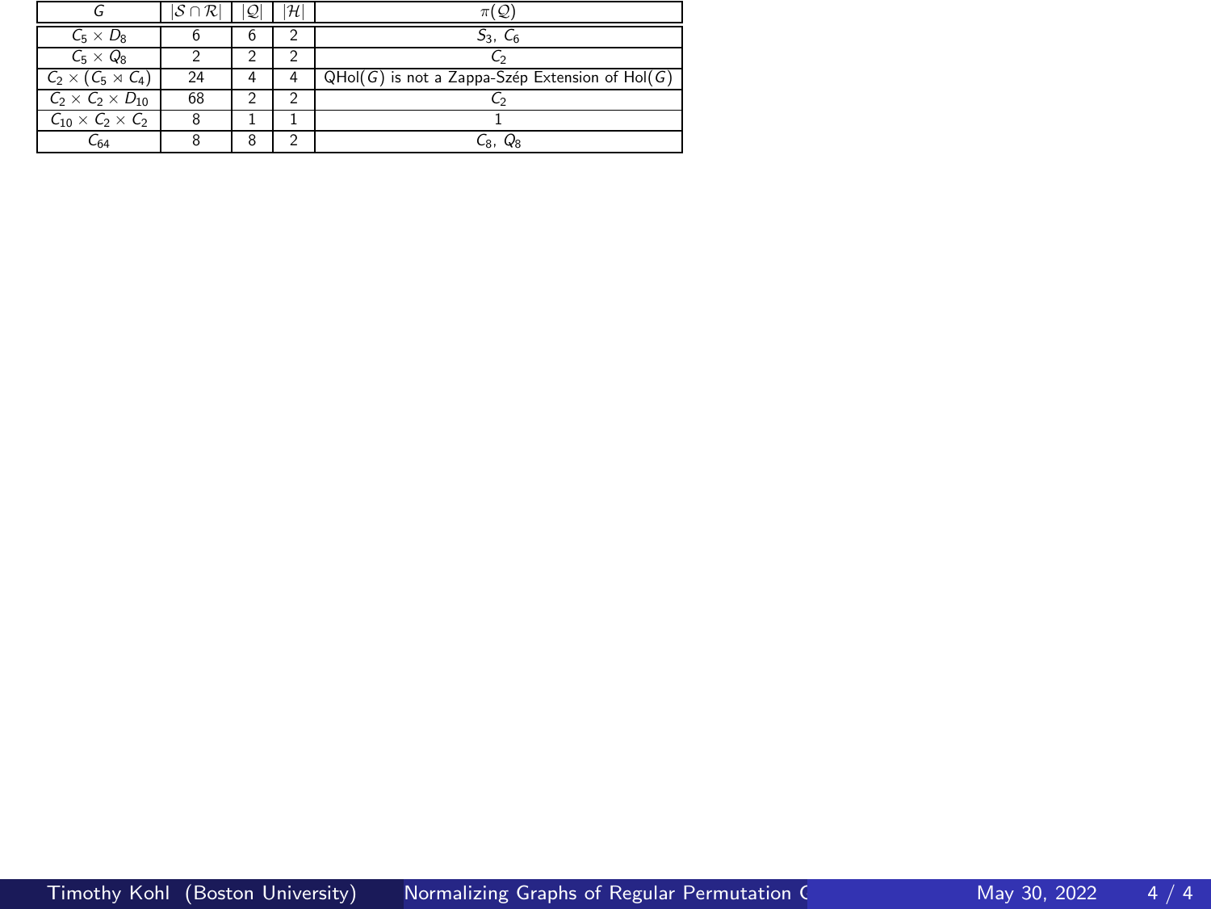| $G$ | $\lvert\mathcal{S}\cap\mathcal{R}\rvert$ | $\lvert\mathcal{Q}\rvert$ | $\lvert\mathcal{H}\rvert$ | $\pi(\mathcal{Q})$ |
|---|---|---|---|---|
| $C_5 \times D_8$ | 6 | 6 | 2 | $S_3$, $C_6$ |
| $C_5 \times Q_8$ | 2 | 2 | 2 | $C_2$ |
| $C_2 \times (C_5 \rtimes C_4)$ | 24 | 4 | 4 | QHol$(G)$ is not a Zappa-Szép Extension of Hol$(G)$ |
| $C_2 \times C_2 \times D_{10}$ | 68 | 2 | 2 | $C_2$ |
| $C_{10} \times C_2 \times C_2$ | 8 | 1 | 1 | 1 |
| $C_{64}$ | 8 | 8 | 2 | $C_8$, $Q_8$ |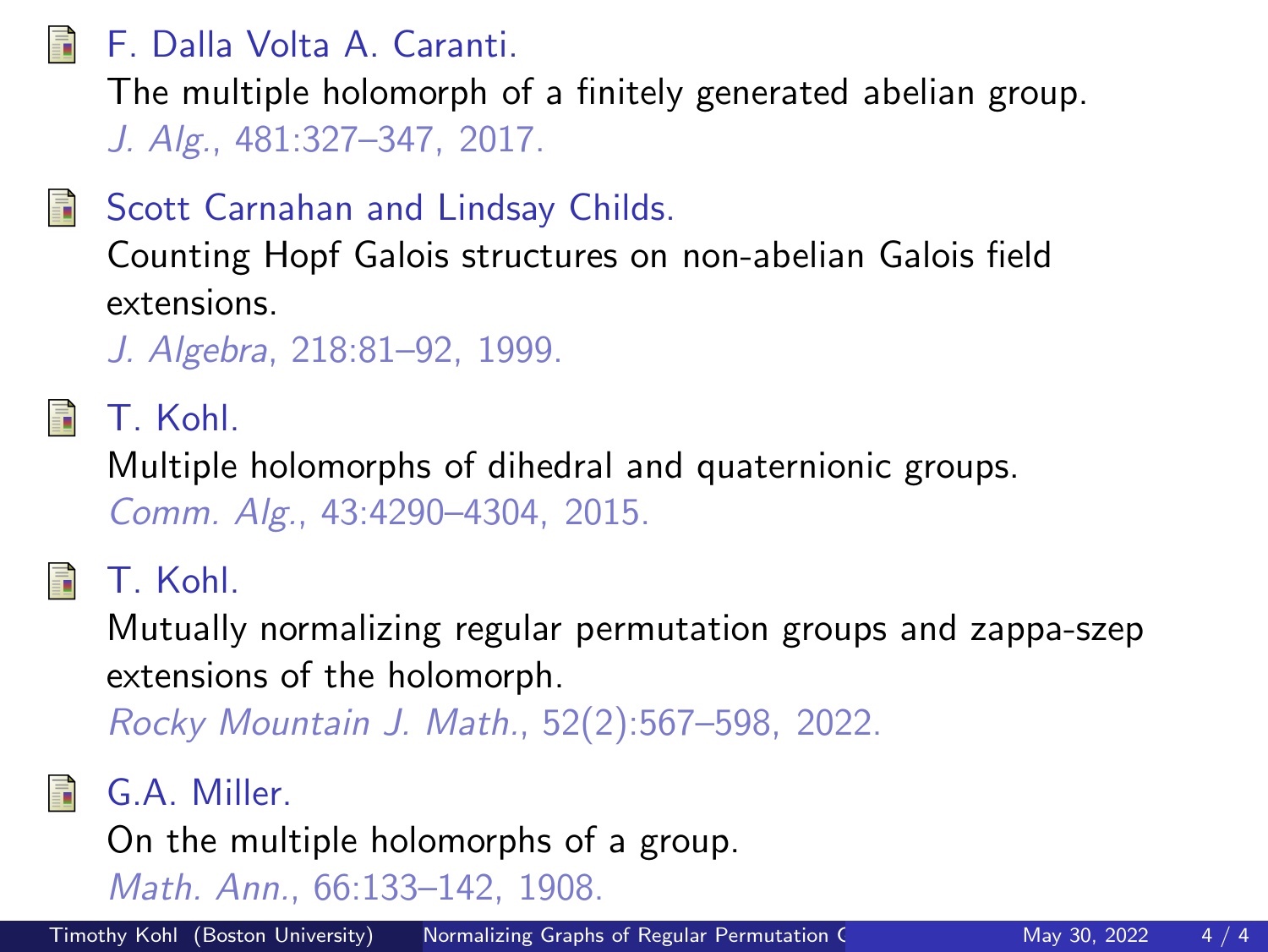- F. Dalla Volta A. Caranti.
  The multiple holomorph of a finitely generated abelian group.
  *J. Alg.*, 481:327–347, 2017.

- Scott Carnahan and Lindsay Childs.
  Counting Hopf Galois structures on non-abelian Galois field extensions.
  *J. Algebra*, 218:81–92, 1999.

- T. Kohl.
  Multiple holomorphs of dihedral and quaternionic groups.
  *Comm. Alg.*, 43:4290–4304, 2015.

- T. Kohl.
  Mutually normalizing regular permutation groups and zappa-szep extensions of the holomorph.
  *Rocky Mountain J. Math.*, 52(2):567–598, 2022.

- G.A. Miller.
  On the multiple holomorphs of a group.
  *Math. Ann.*, 66:133–142, 1908.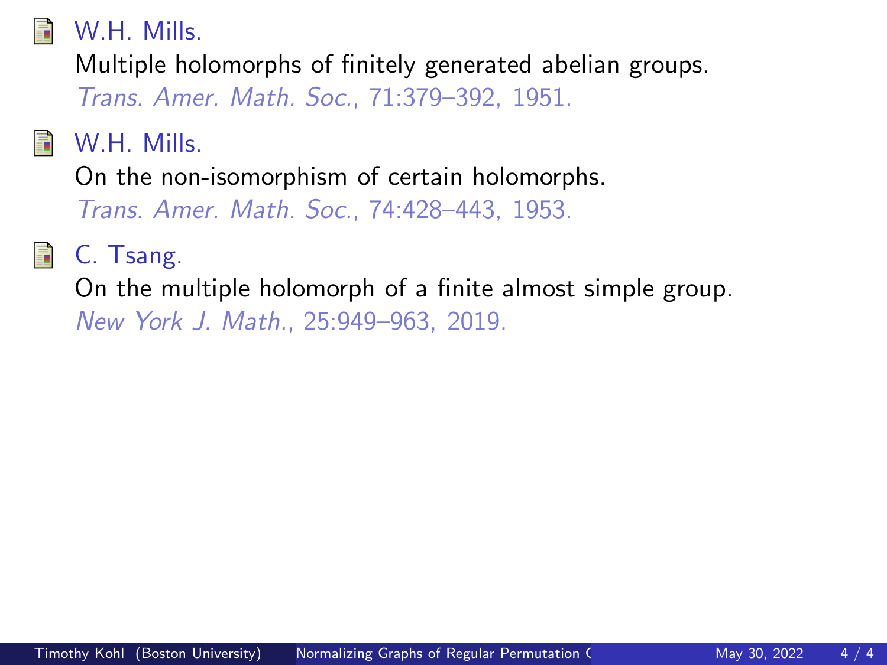W.H. Mills.
Multiple holomorphs of finitely generated abelian groups.
*Trans. Amer. Math. Soc.*, 71:379–392, 1951.

W.H. Mills.
On the non-isomorphism of certain holomorphs.
*Trans. Amer. Math. Soc.*, 74:428–443, 1953.

C. Tsang.
On the multiple holomorph of a finite almost simple group.
*New York J. Math.*, 25:949–963, 2019.